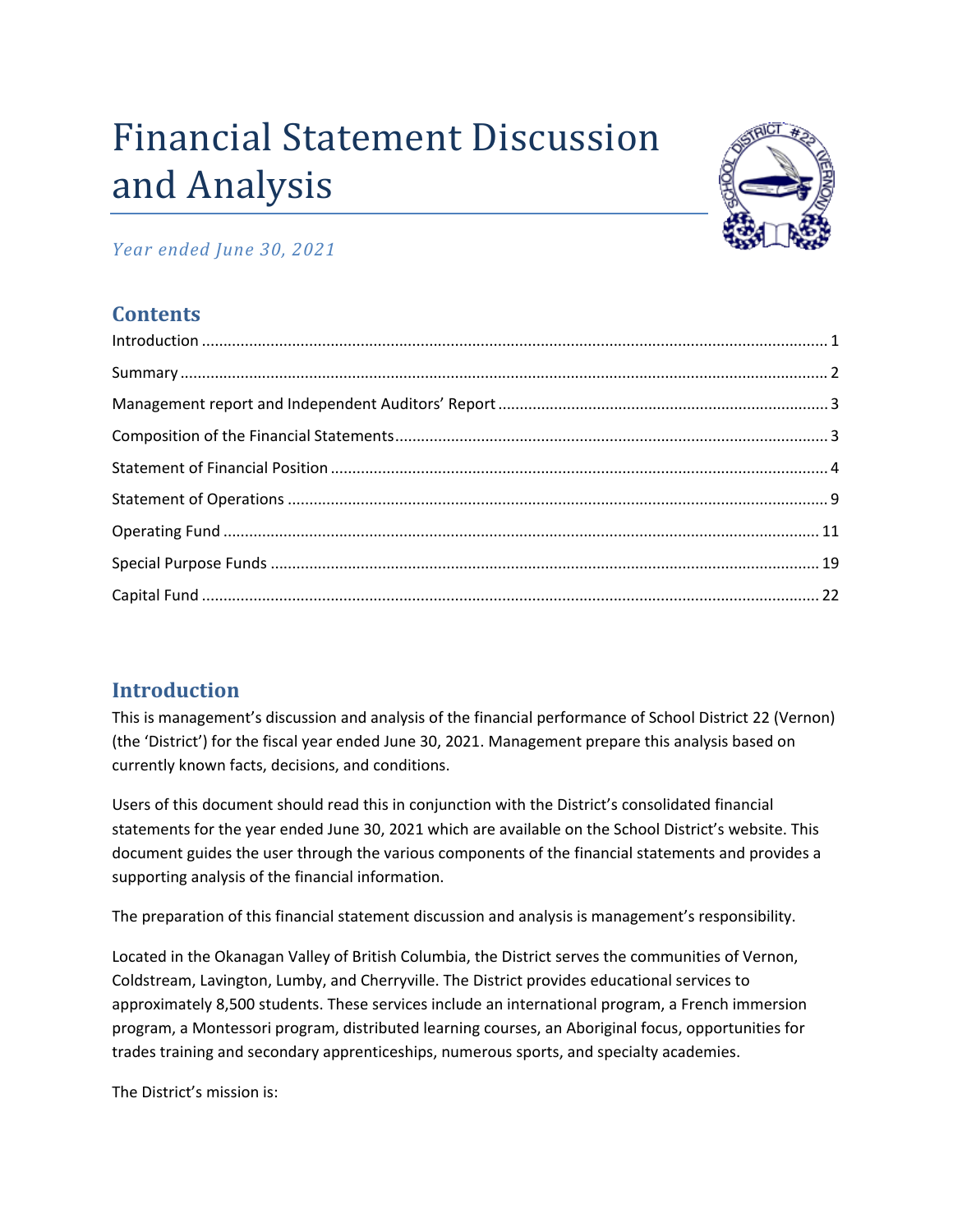# Financial Statement Discussion and Analysis

*Year ended June 30, 2021*

## Contents

Introduction ..... 1
Summary ..... 2
Management report and Independent Auditors' Report ..... 3
Composition of the Financial Statements ..... 3
Statement of Financial Position ..... 4
Statement of Operations ..... 9
Operating Fund ..... 11
Special Purpose Funds ..... 19
Capital Fund ..... 22

## Introduction

This is management's discussion and analysis of the financial performance of School District 22 (Vernon) (the 'District') for the fiscal year ended June 30, 2021. Management prepare this analysis based on currently known facts, decisions, and conditions.

Users of this document should read this in conjunction with the District's consolidated financial statements for the year ended June 30, 2021 which are available on the School District's website. This document guides the user through the various components of the financial statements and provides a supporting analysis of the financial information.

The preparation of this financial statement discussion and analysis is management's responsibility.

Located in the Okanagan Valley of British Columbia, the District serves the communities of Vernon, Coldstream, Lavington, Lumby, and Cherryville. The District provides educational services to approximately 8,500 students. These services include an international program, a French immersion program, a Montessori program, distributed learning courses, an Aboriginal focus, opportunities for trades training and secondary apprenticeships, numerous sports, and specialty academies.

The District's mission is: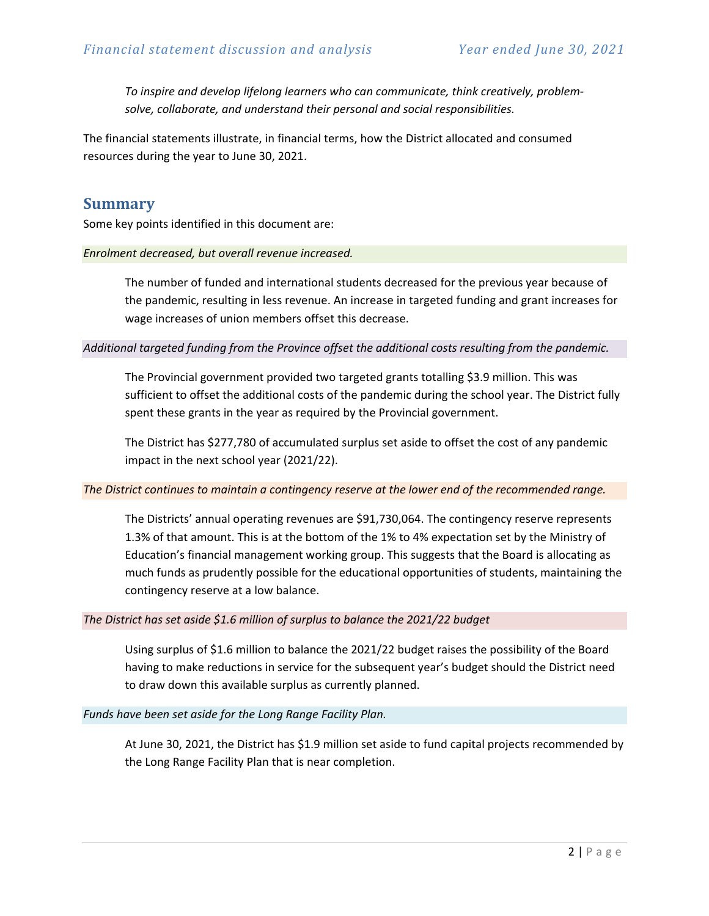*To inspire and develop lifelong learners who can communicate, think creatively, problem-solve, collaborate, and understand their personal and social responsibilities.*

The financial statements illustrate, in financial terms, how the District allocated and consumed resources during the year to June 30, 2021.

## Summary

Some key points identified in this document are:

*Enrolment decreased, but overall revenue increased.*

The number of funded and international students decreased for the previous year because of the pandemic, resulting in less revenue. An increase in targeted funding and grant increases for wage increases of union members offset this decrease.

*Additional targeted funding from the Province offset the additional costs resulting from the pandemic.*

The Provincial government provided two targeted grants totalling $3.9 million. This was sufficient to offset the additional costs of the pandemic during the school year. The District fully spent these grants in the year as required by the Provincial government.

The District has $277,780 of accumulated surplus set aside to offset the cost of any pandemic impact in the next school year (2021/22).

*The District continues to maintain a contingency reserve at the lower end of the recommended range.*

The Districts' annual operating revenues are $91,730,064. The contingency reserve represents 1.3% of that amount. This is at the bottom of the 1% to 4% expectation set by the Ministry of Education's financial management working group. This suggests that the Board is allocating as much funds as prudently possible for the educational opportunities of students, maintaining the contingency reserve at a low balance.

*The District has set aside $1.6 million of surplus to balance the 2021/22 budget*

Using surplus of $1.6 million to balance the 2021/22 budget raises the possibility of the Board having to make reductions in service for the subsequent year's budget should the District need to draw down this available surplus as currently planned.

*Funds have been set aside for the Long Range Facility Plan.*

At June 30, 2021, the District has $1.9 million set aside to fund capital projects recommended by the Long Range Facility Plan that is near completion.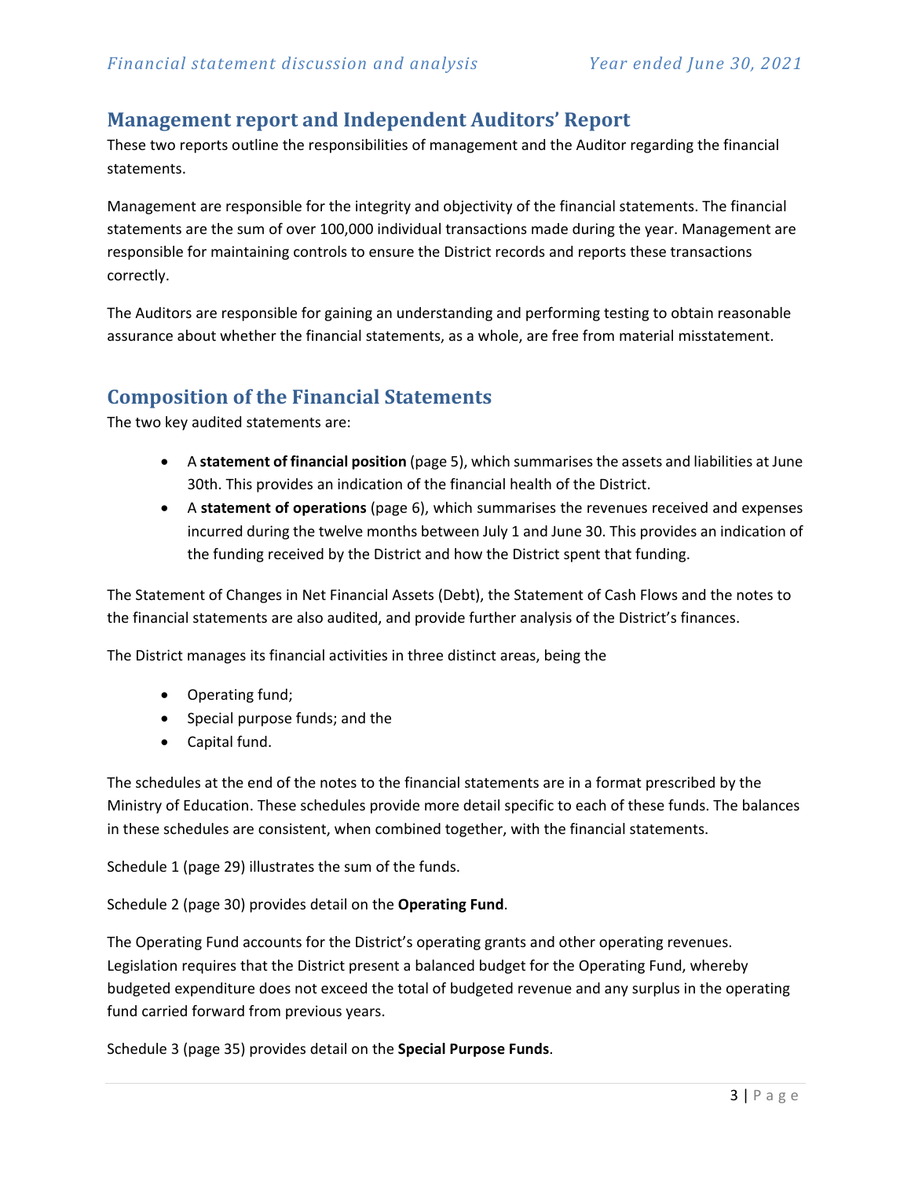## Management report and Independent Auditors' Report

These two reports outline the responsibilities of management and the Auditor regarding the financial statements.

Management are responsible for the integrity and objectivity of the financial statements. The financial statements are the sum of over 100,000 individual transactions made during the year. Management are responsible for maintaining controls to ensure the District records and reports these transactions correctly.

The Auditors are responsible for gaining an understanding and performing testing to obtain reasonable assurance about whether the financial statements, as a whole, are free from material misstatement.

## Composition of the Financial Statements

The two key audited statements are:

- A **statement of financial position** (page 5), which summarises the assets and liabilities at June 30th. This provides an indication of the financial health of the District.
- A **statement of operations** (page 6), which summarises the revenues received and expenses incurred during the twelve months between July 1 and June 30. This provides an indication of the funding received by the District and how the District spent that funding.

The Statement of Changes in Net Financial Assets (Debt), the Statement of Cash Flows and the notes to the financial statements are also audited, and provide further analysis of the District's finances.

The District manages its financial activities in three distinct areas, being the

- Operating fund;
- Special purpose funds; and the
- Capital fund.

The schedules at the end of the notes to the financial statements are in a format prescribed by the Ministry of Education. These schedules provide more detail specific to each of these funds. The balances in these schedules are consistent, when combined together, with the financial statements.

Schedule 1 (page 29) illustrates the sum of the funds.

Schedule 2 (page 30) provides detail on the **Operating Fund**.

The Operating Fund accounts for the District's operating grants and other operating revenues. Legislation requires that the District present a balanced budget for the Operating Fund, whereby budgeted expenditure does not exceed the total of budgeted revenue and any surplus in the operating fund carried forward from previous years.

Schedule 3 (page 35) provides detail on the **Special Purpose Funds**.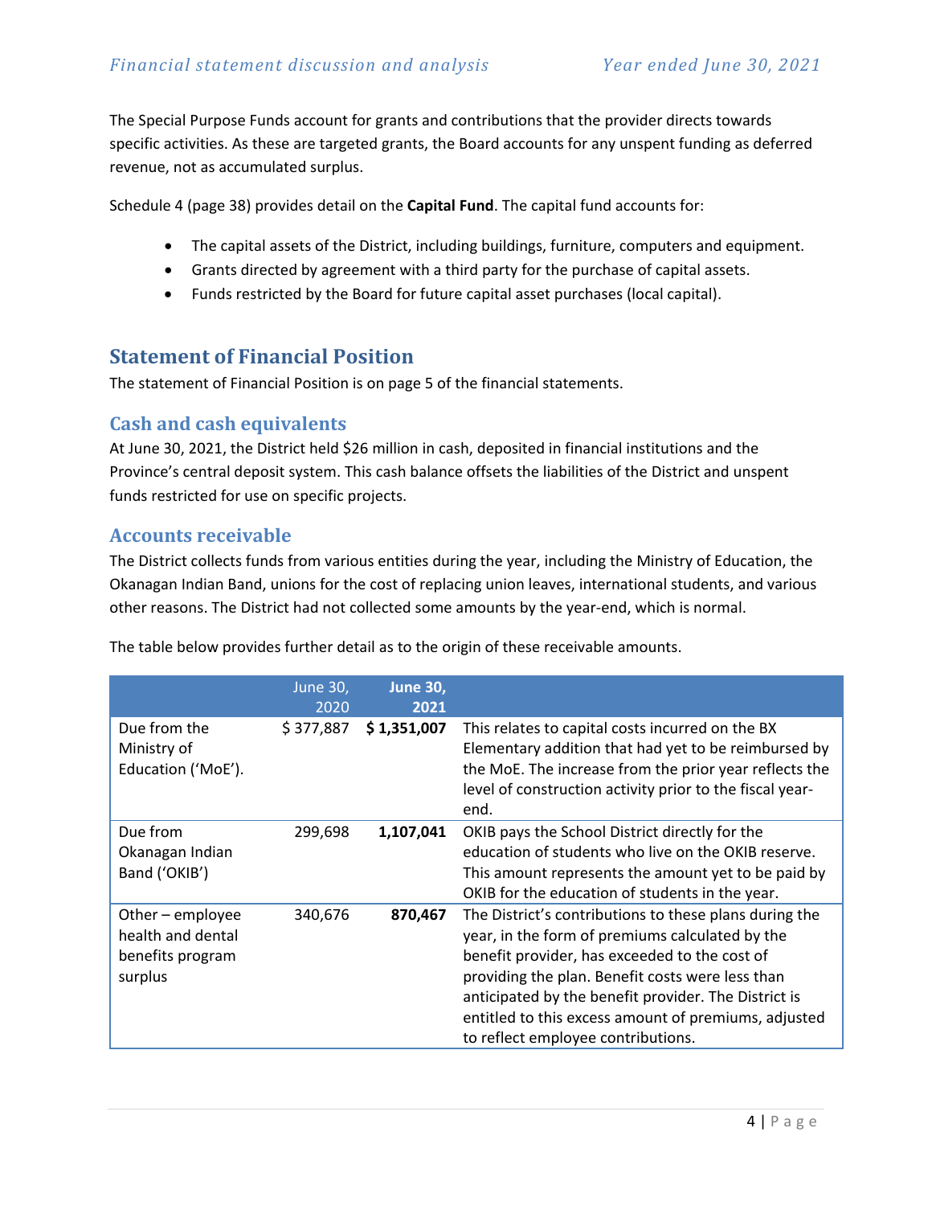The Special Purpose Funds account for grants and contributions that the provider directs towards specific activities. As these are targeted grants, the Board accounts for any unspent funding as deferred revenue, not as accumulated surplus.

Schedule 4 (page 38) provides detail on the **Capital Fund**. The capital fund accounts for:

- The capital assets of the District, including buildings, furniture, computers and equipment.
- Grants directed by agreement with a third party for the purchase of capital assets.
- Funds restricted by the Board for future capital asset purchases (local capital).

## Statement of Financial Position

The statement of Financial Position is on page 5 of the financial statements.

### Cash and cash equivalents

At June 30, 2021, the District held $26 million in cash, deposited in financial institutions and the Province's central deposit system. This cash balance offsets the liabilities of the District and unspent funds restricted for use on specific projects.

### Accounts receivable

The District collects funds from various entities during the year, including the Ministry of Education, the Okanagan Indian Band, unions for the cost of replacing union leaves, international students, and various other reasons. The District had not collected some amounts by the year-end, which is normal.

The table below provides further detail as to the origin of these receivable amounts.

| | June 30, 2020 | **June 30, 2021** | |
|---|---|---|---|
| Due from the Ministry of Education ('MoE'). | $ 377,887 | **$ 1,351,007** | This relates to capital costs incurred on the BX Elementary addition that had yet to be reimbursed by the MoE. The increase from the prior year reflects the level of construction activity prior to the fiscal year-end. |
| Due from Okanagan Indian Band ('OKIB') | 299,698 | **1,107,041** | OKIB pays the School District directly for the education of students who live on the OKIB reserve. This amount represents the amount yet to be paid by OKIB for the education of students in the year. |
| Other – employee health and dental benefits program surplus | 340,676 | **870,467** | The District's contributions to these plans during the year, in the form of premiums calculated by the benefit provider, has exceeded to the cost of providing the plan. Benefit costs were less than anticipated by the benefit provider. The District is entitled to this excess amount of premiums, adjusted to reflect employee contributions. |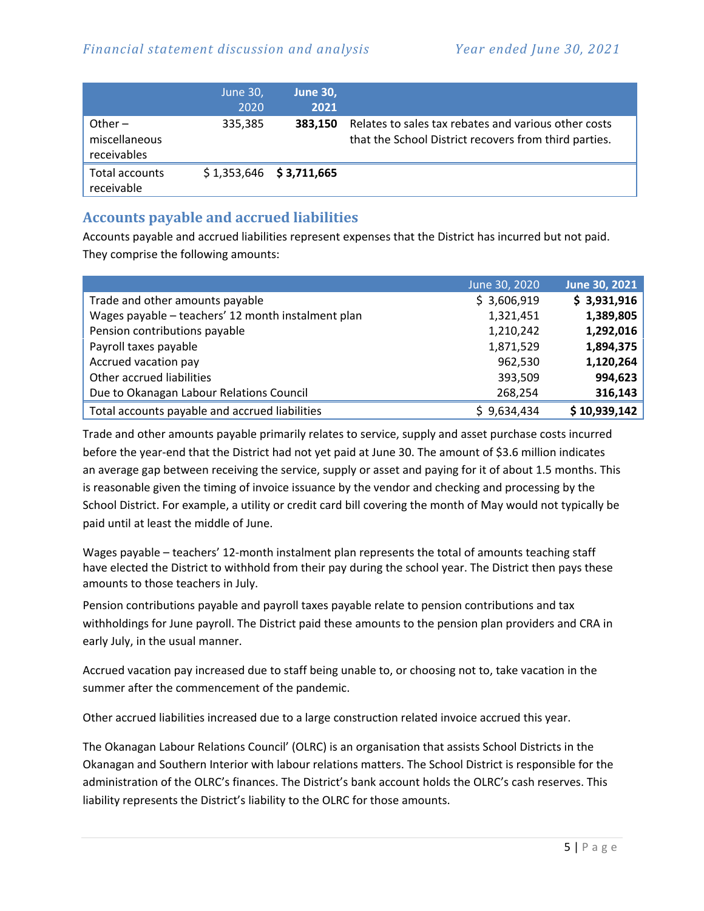| | June 30, 2020 | **June 30, 2021** | |
|---|---|---|---|
| Other – miscellaneous receivables | 335,385 | **383,150** | Relates to sales tax rebates and various other costs that the School District recovers from third parties. |
| Total accounts receivable | $ 1,353,646 | **$ 3,711,665** | |

## Accounts payable and accrued liabilities

Accounts payable and accrued liabilities represent expenses that the District has incurred but not paid. They comprise the following amounts:

| | June 30, 2020 | **June 30, 2021** |
|---|---|---|
| Trade and other amounts payable | $ 3,606,919 | **$ 3,931,916** |
| Wages payable – teachers' 12 month instalment plan | 1,321,451 | **1,389,805** |
| Pension contributions payable | 1,210,242 | **1,292,016** |
| Payroll taxes payable | 1,871,529 | **1,894,375** |
| Accrued vacation pay | 962,530 | **1,120,264** |
| Other accrued liabilities | 393,509 | **994,623** |
| Due to Okanagan Labour Relations Council | 268,254 | **316,143** |
| Total accounts payable and accrued liabilities | $ 9,634,434 | **$ 10,939,142** |

Trade and other amounts payable primarily relates to service, supply and asset purchase costs incurred before the year-end that the District had not yet paid at June 30. The amount of $3.6 million indicates an average gap between receiving the service, supply or asset and paying for it of about 1.5 months. This is reasonable given the timing of invoice issuance by the vendor and checking and processing by the School District. For example, a utility or credit card bill covering the month of May would not typically be paid until at least the middle of June.

Wages payable – teachers' 12-month instalment plan represents the total of amounts teaching staff have elected the District to withhold from their pay during the school year. The District then pays these amounts to those teachers in July.

Pension contributions payable and payroll taxes payable relate to pension contributions and tax withholdings for June payroll. The District paid these amounts to the pension plan providers and CRA in early July, in the usual manner.

Accrued vacation pay increased due to staff being unable to, or choosing not to, take vacation in the summer after the commencement of the pandemic.

Other accrued liabilities increased due to a large construction related invoice accrued this year.

The Okanagan Labour Relations Council' (OLRC) is an organisation that assists School Districts in the Okanagan and Southern Interior with labour relations matters. The School District is responsible for the administration of the OLRC's finances. The District's bank account holds the OLRC's cash reserves. This liability represents the District's liability to the OLRC for those amounts.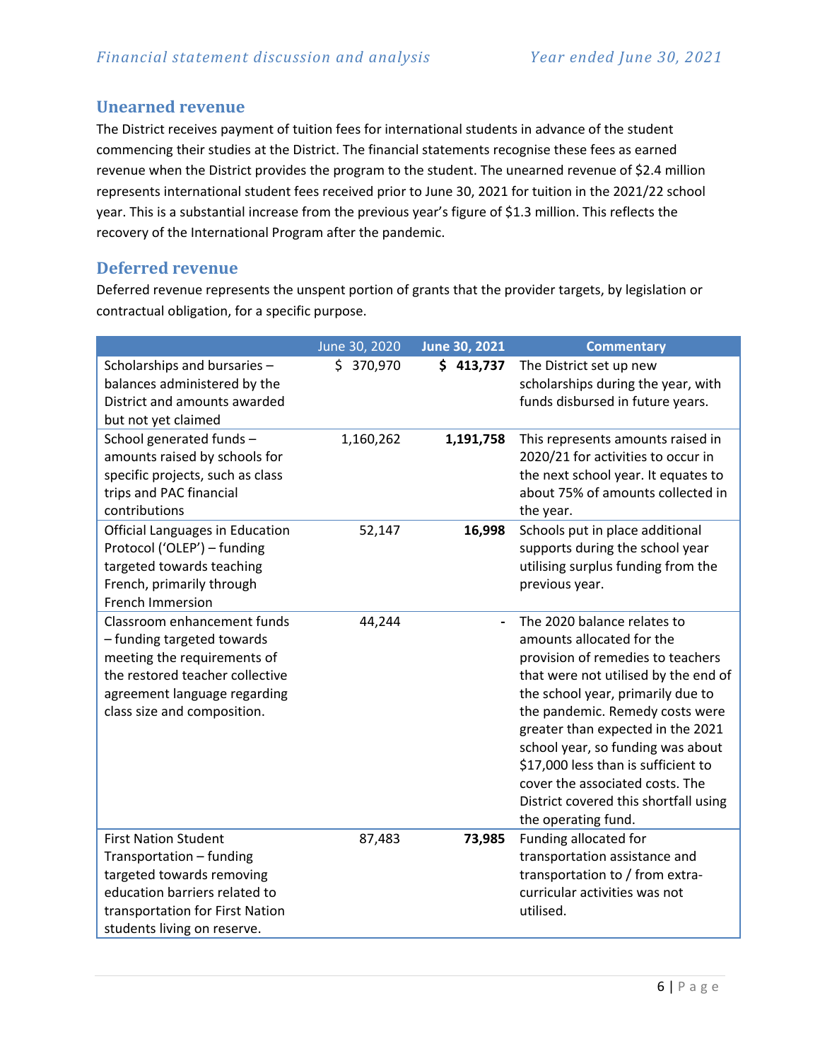## Unearned revenue

The District receives payment of tuition fees for international students in advance of the student commencing their studies at the District. The financial statements recognise these fees as earned revenue when the District provides the program to the student. The unearned revenue of $2.4 million represents international student fees received prior to June 30, 2021 for tuition in the 2021/22 school year. This is a substantial increase from the previous year's figure of $1.3 million. This reflects the recovery of the International Program after the pandemic.

## Deferred revenue

Deferred revenue represents the unspent portion of grants that the provider targets, by legislation or contractual obligation, for a specific purpose.

| | June 30, 2020 | **June 30, 2021** | **Commentary** |
|---|---|---|---|
| Scholarships and bursaries – balances administered by the District and amounts awarded but not yet claimed | $ 370,970 | **$ 413,737** | The District set up new scholarships during the year, with funds disbursed in future years. |
| School generated funds – amounts raised by schools for specific projects, such as class trips and PAC financial contributions | 1,160,262 | **1,191,758** | This represents amounts raised in 2020/21 for activities to occur in the next school year. It equates to about 75% of amounts collected in the year. |
| Official Languages in Education Protocol ('OLEP') – funding targeted towards teaching French, primarily through French Immersion | 52,147 | **16,998** | Schools put in place additional supports during the school year utilising surplus funding from the previous year. |
| Classroom enhancement funds – funding targeted towards meeting the requirements of the restored teacher collective agreement language regarding class size and composition. | 44,244 | **-** | The 2020 balance relates to amounts allocated for the provision of remedies to teachers that were not utilised by the end of the school year, primarily due to the pandemic. Remedy costs were greater than expected in the 2021 school year, so funding was about $17,000 less than is sufficient to cover the associated costs. The District covered this shortfall using the operating fund. |
| First Nation Student Transportation – funding targeted towards removing education barriers related to transportation for First Nation students living on reserve. | 87,483 | **73,985** | Funding allocated for transportation assistance and transportation to / from extra-curricular activities was not utilised. |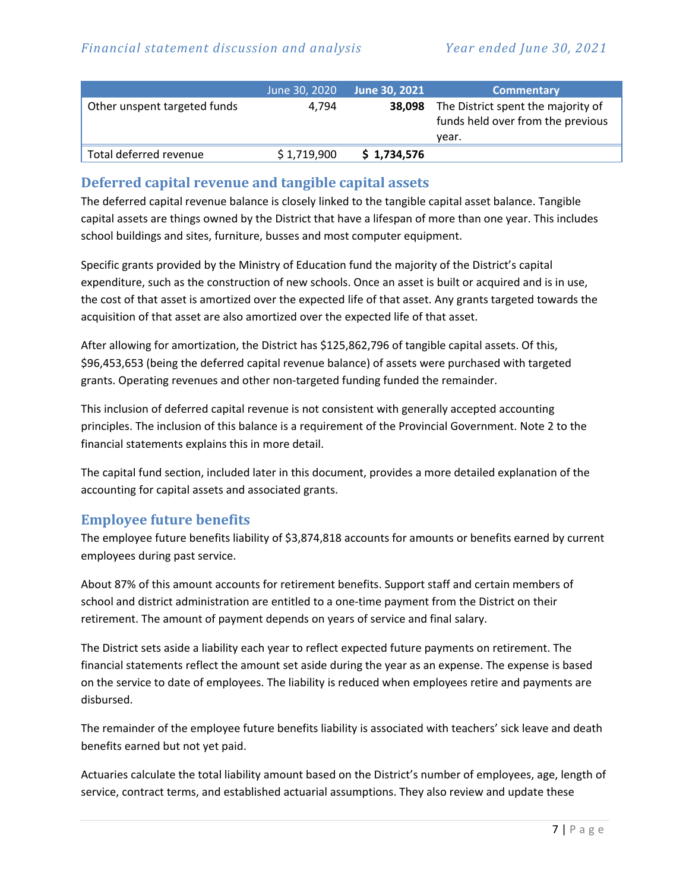| | June 30, 2020 | June 30, 2021 | Commentary |
|---|---|---|---|
| Other unspent targeted funds | 4,794 | **38,098** | The District spent the majority of funds held over from the previous year. |
| Total deferred revenue | $ 1,719,900 | **$ 1,734,576** | |

## Deferred capital revenue and tangible capital assets

The deferred capital revenue balance is closely linked to the tangible capital asset balance. Tangible capital assets are things owned by the District that have a lifespan of more than one year. This includes school buildings and sites, furniture, busses and most computer equipment.

Specific grants provided by the Ministry of Education fund the majority of the District's capital expenditure, such as the construction of new schools. Once an asset is built or acquired and is in use, the cost of that asset is amortized over the expected life of that asset. Any grants targeted towards the acquisition of that asset are also amortized over the expected life of that asset.

After allowing for amortization, the District has $125,862,796 of tangible capital assets. Of this, $96,453,653 (being the deferred capital revenue balance) of assets were purchased with targeted grants. Operating revenues and other non-targeted funding funded the remainder.

This inclusion of deferred capital revenue is not consistent with generally accepted accounting principles. The inclusion of this balance is a requirement of the Provincial Government. Note 2 to the financial statements explains this in more detail.

The capital fund section, included later in this document, provides a more detailed explanation of the accounting for capital assets and associated grants.

## Employee future benefits

The employee future benefits liability of $3,874,818 accounts for amounts or benefits earned by current employees during past service.

About 87% of this amount accounts for retirement benefits. Support staff and certain members of school and district administration are entitled to a one-time payment from the District on their retirement. The amount of payment depends on years of service and final salary.

The District sets aside a liability each year to reflect expected future payments on retirement. The financial statements reflect the amount set aside during the year as an expense. The expense is based on the service to date of employees. The liability is reduced when employees retire and payments are disbursed.

The remainder of the employee future benefits liability is associated with teachers' sick leave and death benefits earned but not yet paid.

Actuaries calculate the total liability amount based on the District's number of employees, age, length of service, contract terms, and established actuarial assumptions. They also review and update these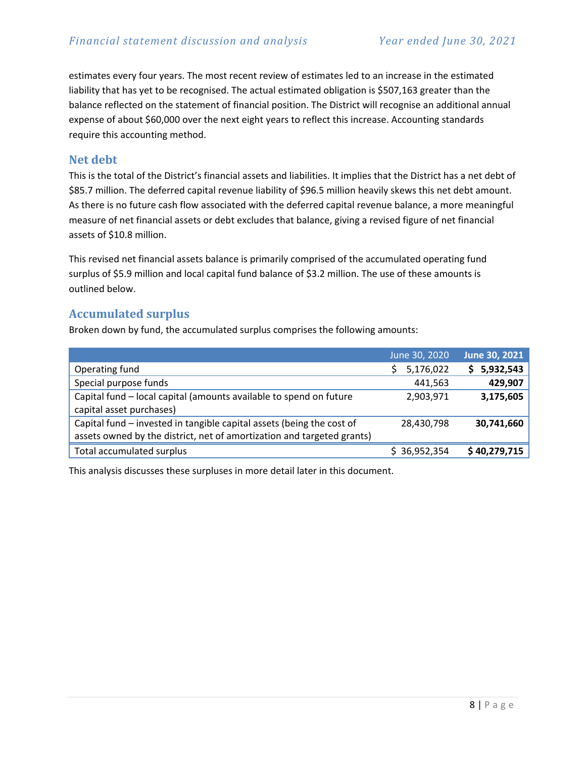estimates every four years. The most recent review of estimates led to an increase in the estimated liability that has yet to be recognised. The actual estimated obligation is $507,163 greater than the balance reflected on the statement of financial position. The District will recognise an additional annual expense of about $60,000 over the next eight years to reflect this increase. Accounting standards require this accounting method.

## Net debt

This is the total of the District's financial assets and liabilities. It implies that the District has a net debt of $85.7 million. The deferred capital revenue liability of $96.5 million heavily skews this net debt amount. As there is no future cash flow associated with the deferred capital revenue balance, a more meaningful measure of net financial assets or debt excludes that balance, giving a revised figure of net financial assets of $10.8 million.

This revised net financial assets balance is primarily comprised of the accumulated operating fund surplus of $5.9 million and local capital fund balance of $3.2 million. The use of these amounts is outlined below.

## Accumulated surplus

Broken down by fund, the accumulated surplus comprises the following amounts:

| | June 30, 2020 | **June 30, 2021** |
|---|---|---|
| Operating fund | $ 5,176,022 | **$ 5,932,543** |
| Special purpose funds | 441,563 | **429,907** |
| Capital fund – local capital (amounts available to spend on future capital asset purchases) | 2,903,971 | **3,175,605** |
| Capital fund – invested in tangible capital assets (being the cost of assets owned by the district, net of amortization and targeted grants) | 28,430,798 | **30,741,660** |
| Total accumulated surplus | $ 36,952,354 | **$ 40,279,715** |

This analysis discusses these surpluses in more detail later in this document.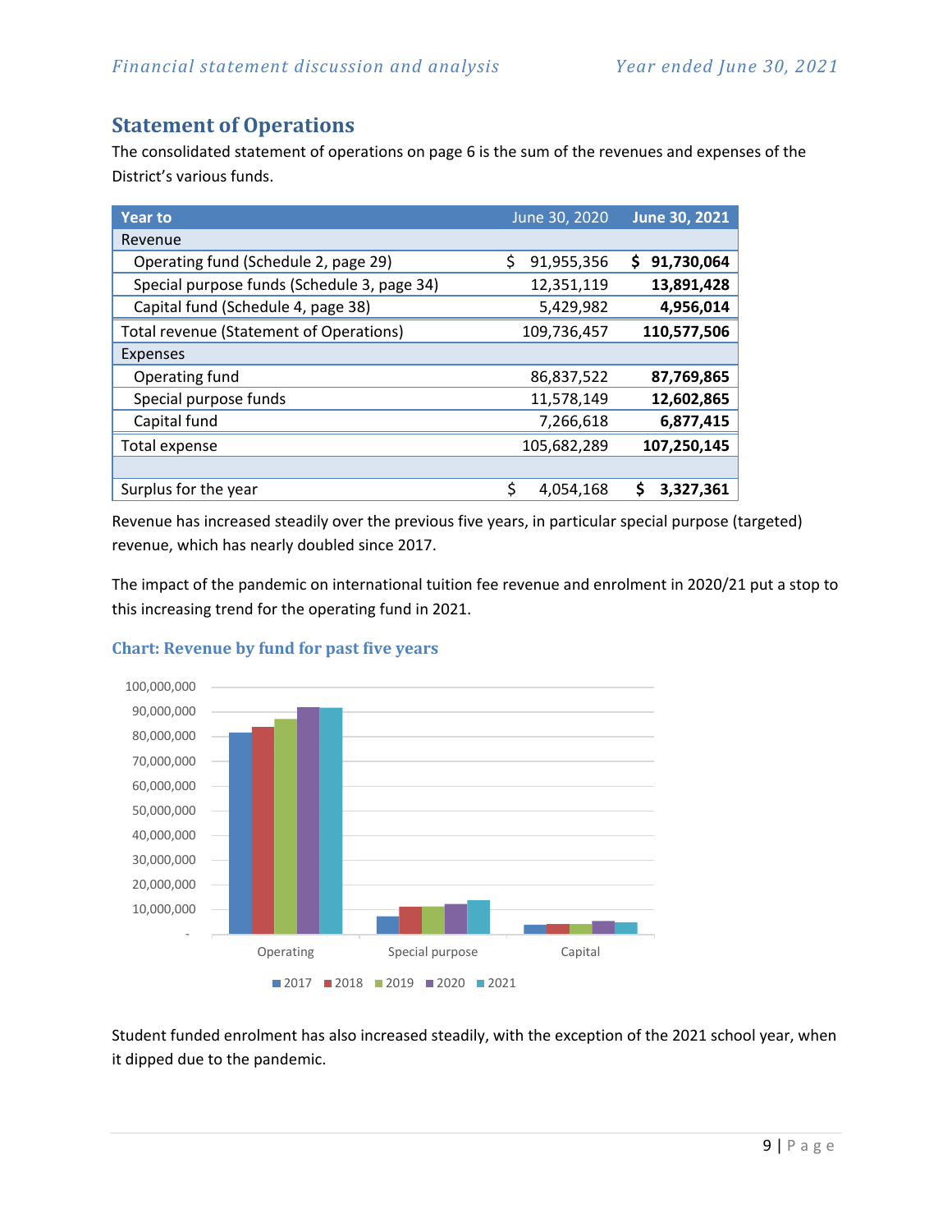## Statement of Operations

The consolidated statement of operations on page 6 is the sum of the revenues and expenses of the District's various funds.

| Year to | June 30, 2020 | **June 30, 2021** |
|---|---|---|
| Revenue | | |
| Operating fund (Schedule 2, page 29) | $ 91,955,356 | **$ 91,730,064** |
| Special purpose funds (Schedule 3, page 34) | 12,351,119 | **13,891,428** |
| Capital fund (Schedule 4, page 38) | 5,429,982 | **4,956,014** |
| Total revenue (Statement of Operations) | 109,736,457 | **110,577,506** |
| Expenses | | |
| Operating fund | 86,837,522 | **87,769,865** |
| Special purpose funds | 11,578,149 | **12,602,865** |
| Capital fund | 7,266,618 | **6,877,415** |
| Total expense | 105,682,289 | **107,250,145** |
| | | |
| Surplus for the year | $ 4,054,168 | **$ 3,327,361** |

Revenue has increased steadily over the previous five years, in particular special purpose (targeted) revenue, which has nearly doubled since 2017.

The impact of the pandemic on international tuition fee revenue and enrolment in 2020/21 put a stop to this increasing trend for the operating fund in 2021.

### Chart: Revenue by fund for past five years

Student funded enrolment has also increased steadily, with the exception of the 2021 school year, when it dipped due to the pandemic.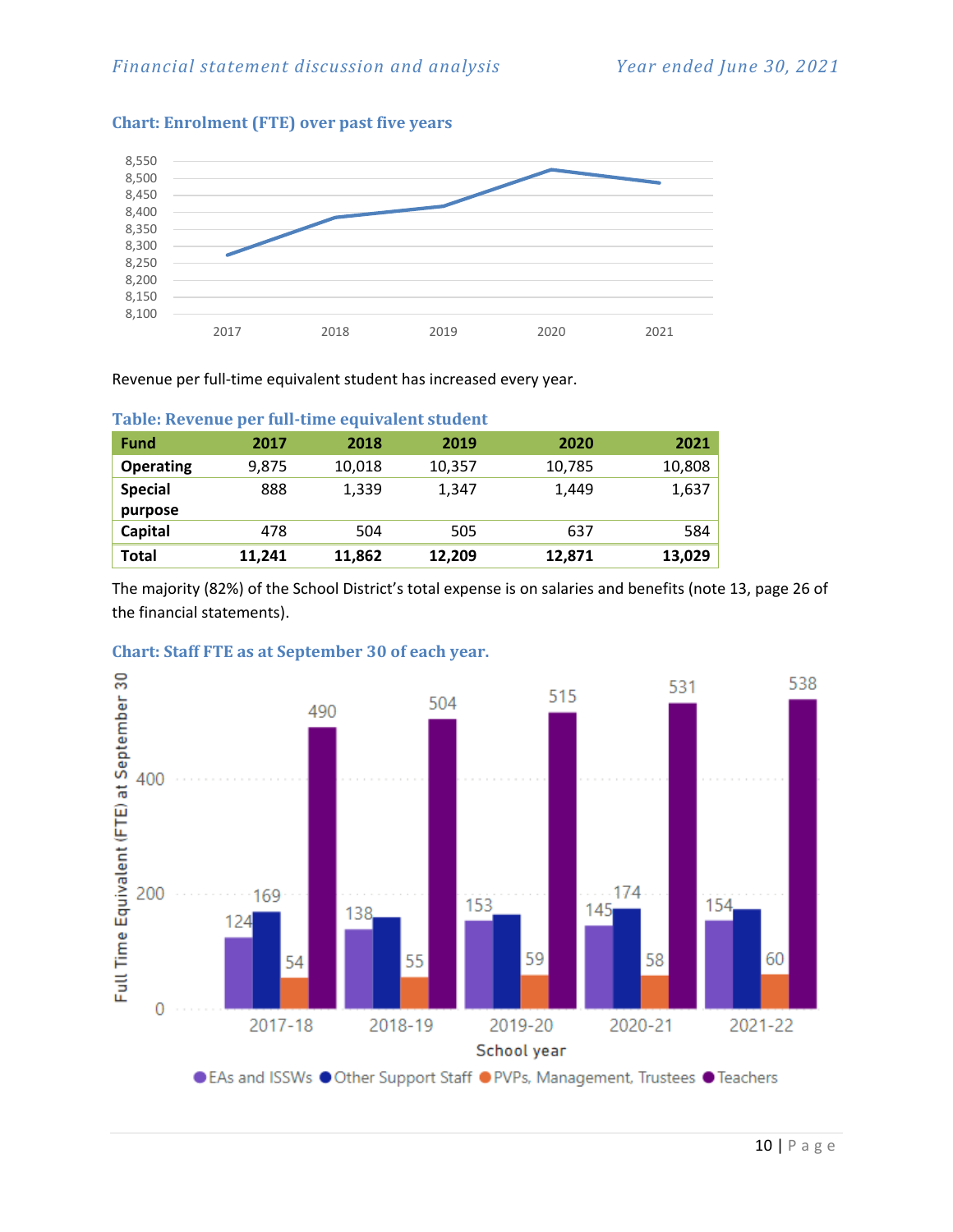### Chart: Enrolment (FTE) over past five years

Revenue per full-time equivalent student has increased every year.

### Table: Revenue per full-time equivalent student

| Fund | 2017 | 2018 | 2019 | 2020 | 2021 |
|---|---|---|---|---|---|
| **Operating** | 9,875 | 10,018 | 10,357 | 10,785 | 10,808 |
| **Special purpose** | 888 | 1,339 | 1,347 | 1,449 | 1,637 |
| **Capital** | 478 | 504 | 505 | 637 | 584 |
| **Total** | **11,241** | **11,862** | **12,209** | **12,871** | **13,029** |

The majority (82%) of the School District's total expense is on salaries and benefits (note 13, page 26 of the financial statements).

### Chart: Staff FTE as at September 30 of each year.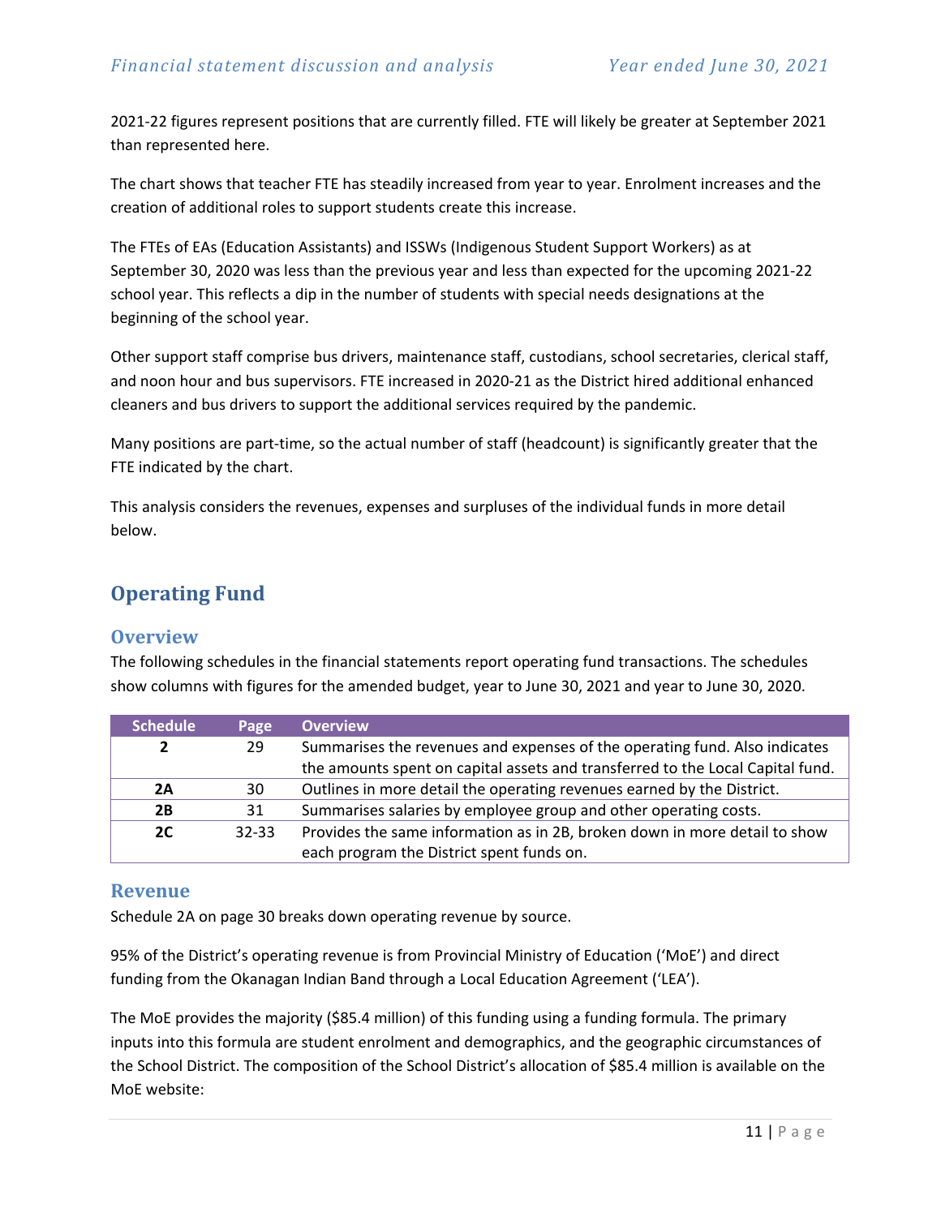2021-22 figures represent positions that are currently filled. FTE will likely be greater at September 2021 than represented here.

The chart shows that teacher FTE has steadily increased from year to year. Enrolment increases and the creation of additional roles to support students create this increase.

The FTEs of EAs (Education Assistants) and ISSWs (Indigenous Student Support Workers) as at September 30, 2020 was less than the previous year and less than expected for the upcoming 2021-22 school year. This reflects a dip in the number of students with special needs designations at the beginning of the school year.

Other support staff comprise bus drivers, maintenance staff, custodians, school secretaries, clerical staff, and noon hour and bus supervisors. FTE increased in 2020-21 as the District hired additional enhanced cleaners and bus drivers to support the additional services required by the pandemic.

Many positions are part-time, so the actual number of staff (headcount) is significantly greater that the FTE indicated by the chart.

This analysis considers the revenues, expenses and surpluses of the individual funds in more detail below.

## Operating Fund

### Overview

The following schedules in the financial statements report operating fund transactions. The schedules show columns with figures for the amended budget, year to June 30, 2021 and year to June 30, 2020.

| Schedule | Page | Overview |
|---|---|---|
| **2** | 29 | Summarises the revenues and expenses of the operating fund. Also indicates the amounts spent on capital assets and transferred to the Local Capital fund. |
| **2A** | 30 | Outlines in more detail the operating revenues earned by the District. |
| **2B** | 31 | Summarises salaries by employee group and other operating costs. |
| **2C** | 32-33 | Provides the same information as in 2B, broken down in more detail to show each program the District spent funds on. |

### Revenue

Schedule 2A on page 30 breaks down operating revenue by source.

95% of the District's operating revenue is from Provincial Ministry of Education ('MoE') and direct funding from the Okanagan Indian Band through a Local Education Agreement ('LEA').

The MoE provides the majority ($85.4 million) of this funding using a funding formula. The primary inputs into this formula are student enrolment and demographics, and the geographic circumstances of the School District. The composition of the School District's allocation of $85.4 million is available on the MoE website: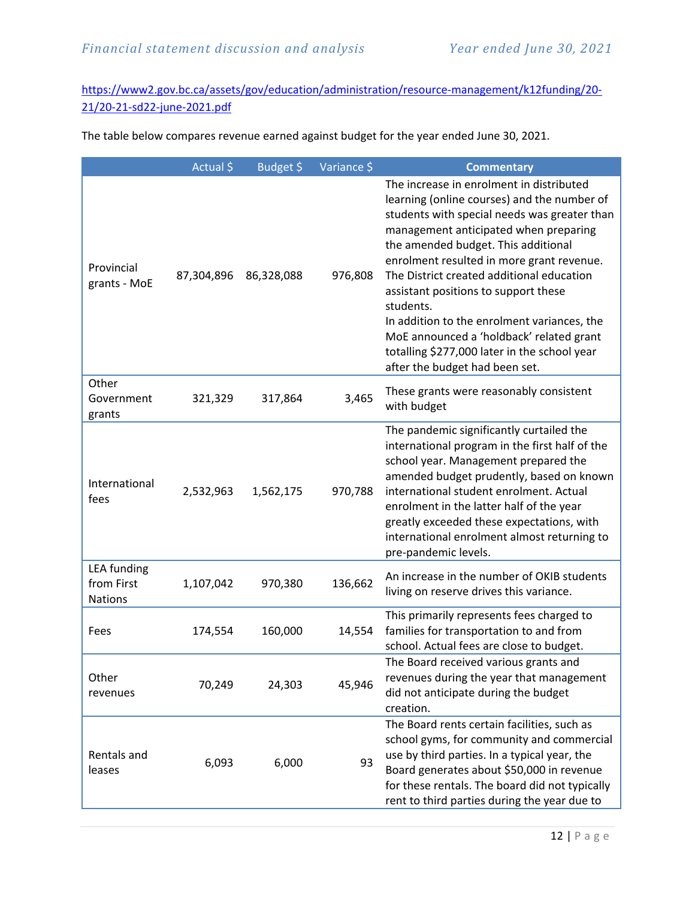https://www2.gov.bc.ca/assets/gov/education/administration/resource-management/k12funding/20-21/20-21-sd22-june-2021.pdf

The table below compares revenue earned against budget for the year ended June 30, 2021.

| | Actual $ | Budget $ | Variance $ | Commentary |
|---|---|---|---|---|
| Provincial grants - MoE | 87,304,896 | 86,328,088 | 976,808 | The increase in enrolment in distributed learning (online courses) and the number of students with special needs was greater than management anticipated when preparing the amended budget. This additional enrolment resulted in more grant revenue. The District created additional education assistant positions to support these students. In addition to the enrolment variances, the MoE announced a 'holdback' related grant totalling $277,000 later in the school year after the budget had been set. |
| Other Government grants | 321,329 | 317,864 | 3,465 | These grants were reasonably consistent with budget |
| International fees | 2,532,963 | 1,562,175 | 970,788 | The pandemic significantly curtailed the international program in the first half of the school year. Management prepared the amended budget prudently, based on known international student enrolment. Actual enrolment in the latter half of the year greatly exceeded these expectations, with international enrolment almost returning to pre-pandemic levels. |
| LEA funding from First Nations | 1,107,042 | 970,380 | 136,662 | An increase in the number of OKIB students living on reserve drives this variance. |
| Fees | 174,554 | 160,000 | 14,554 | This primarily represents fees charged to families for transportation to and from school. Actual fees are close to budget. |
| Other revenues | 70,249 | 24,303 | 45,946 | The Board received various grants and revenues during the year that management did not anticipate during the budget creation. |
| Rentals and leases | 6,093 | 6,000 | 93 | The Board rents certain facilities, such as school gyms, for community and commercial use by third parties. In a typical year, the Board generates about $50,000 in revenue for these rentals. The board did not typically rent to third parties during the year due to |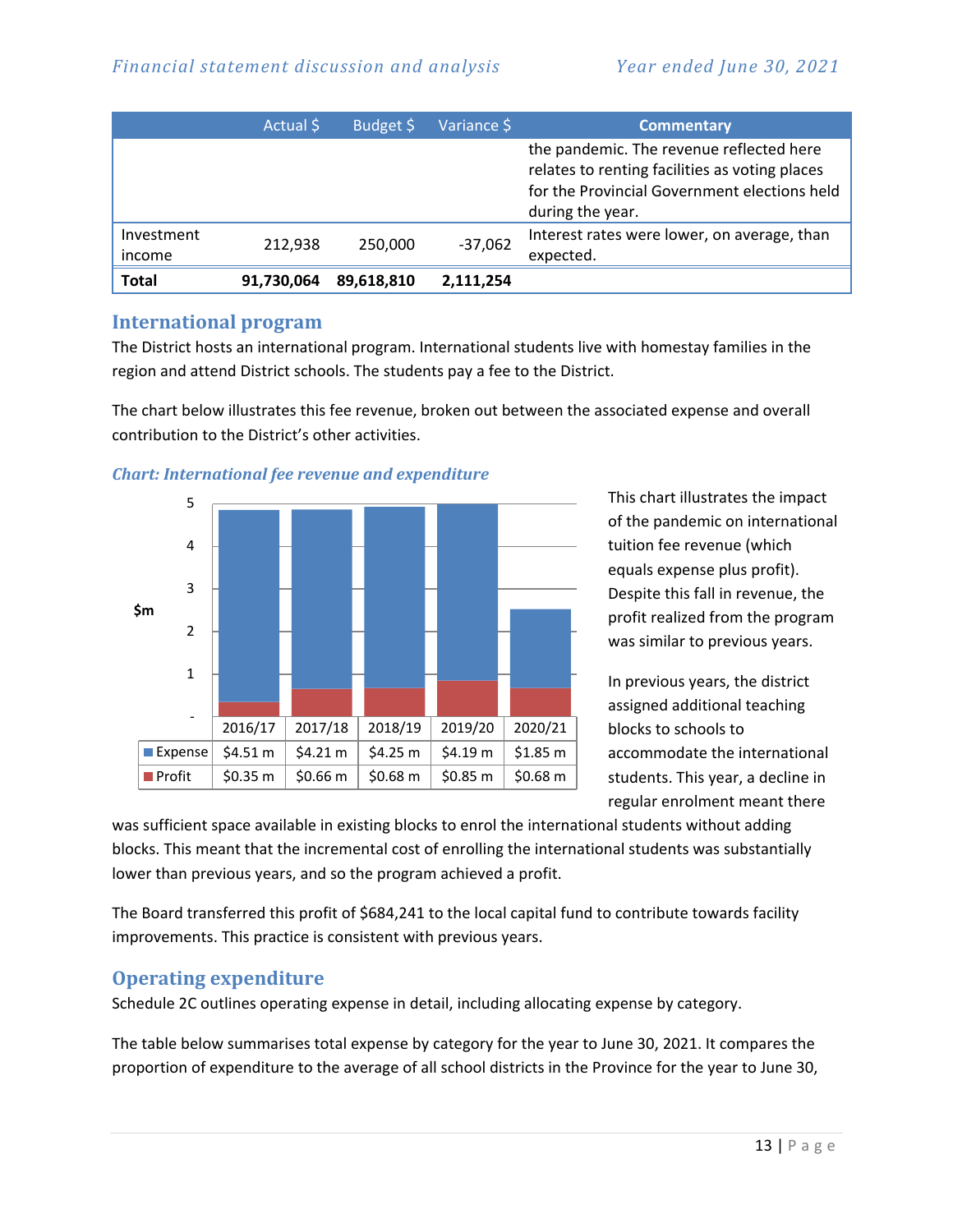| | Actual $ | Budget $ | Variance $ | Commentary |
|---|---|---|---|---|
| | | | | the pandemic. The revenue reflected here relates to renting facilities as voting places for the Provincial Government elections held during the year. |
| Investment income | 212,938 | 250,000 | -37,062 | Interest rates were lower, on average, than expected. |
| **Total** | **91,730,064** | **89,618,810** | **2,111,254** | |

## International program

The District hosts an international program. International students live with homestay families in the region and attend District schools. The students pay a fee to the District.

The chart below illustrates this fee revenue, broken out between the associated expense and overall contribution to the District's other activities.

*Chart: International fee revenue and expenditure*

| | 2016/17 | 2017/18 | 2018/19 | 2019/20 | 2020/21 |
|---|---|---|---|---|---|
| Expense | $4.51 m | $4.21 m | $4.25 m | $4.19 m | $1.85 m |
| Profit | $0.35 m | $0.66 m | $0.68 m | $0.85 m | $0.68 m |

This chart illustrates the impact of the pandemic on international tuition fee revenue (which equals expense plus profit). Despite this fall in revenue, the profit realized from the program was similar to previous years.

In previous years, the district assigned additional teaching blocks to schools to accommodate the international students. This year, a decline in regular enrolment meant there was sufficient space available in existing blocks to enrol the international students without adding blocks. This meant that the incremental cost of enrolling the international students was substantially lower than previous years, and so the program achieved a profit.

The Board transferred this profit of $684,241 to the local capital fund to contribute towards facility improvements. This practice is consistent with previous years.

## Operating expenditure

Schedule 2C outlines operating expense in detail, including allocating expense by category.

The table below summarises total expense by category for the year to June 30, 2021. It compares the proportion of expenditure to the average of all school districts in the Province for the year to June 30,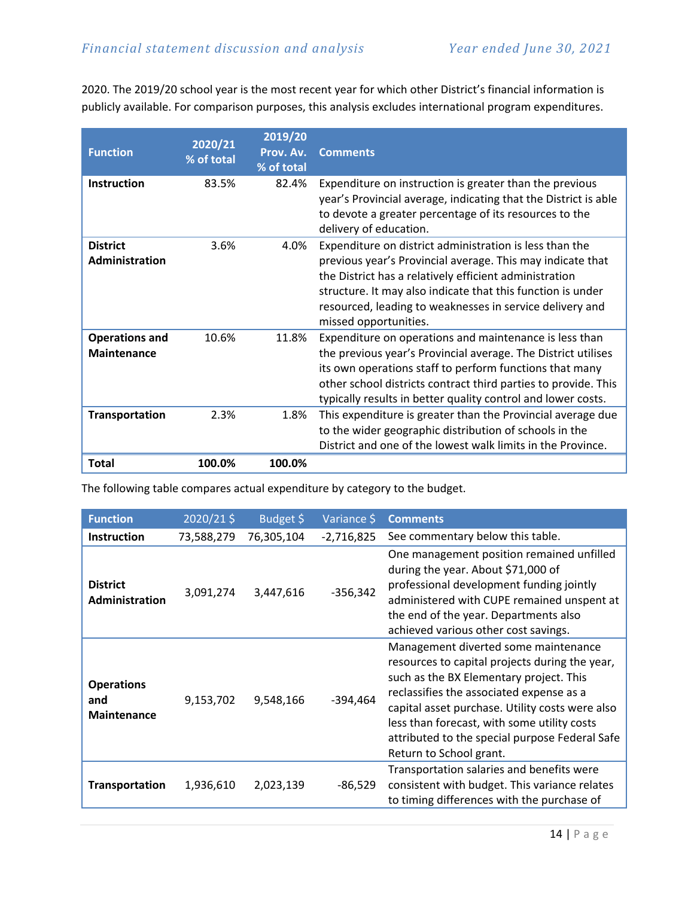2020. The 2019/20 school year is the most recent year for which other District's financial information is publicly available. For comparison purposes, this analysis excludes international program expenditures.

| Function | 2020/21 % of total | 2019/20 Prov. Av. % of total | Comments |
|---|---|---|---|
| **Instruction** | 83.5% | 82.4% | Expenditure on instruction is greater than the previous year's Provincial average, indicating that the District is able to devote a greater percentage of its resources to the delivery of education. |
| **District Administration** | 3.6% | 4.0% | Expenditure on district administration is less than the previous year's Provincial average. This may indicate that the District has a relatively efficient administration structure. It may also indicate that this function is under resourced, leading to weaknesses in service delivery and missed opportunities. |
| **Operations and Maintenance** | 10.6% | 11.8% | Expenditure on operations and maintenance is less than the previous year's Provincial average. The District utilises its own operations staff to perform functions that many other school districts contract third parties to provide. This typically results in better quality control and lower costs. |
| **Transportation** | 2.3% | 1.8% | This expenditure is greater than the Provincial average due to the wider geographic distribution of schools in the District and one of the lowest walk limits in the Province. |
| **Total** | **100.0%** | **100.0%** | |

The following table compares actual expenditure by category to the budget.

| Function | 2020/21 $ | Budget $ | Variance $ | Comments |
|---|---|---|---|---|
| **Instruction** | 73,588,279 | 76,305,104 | -2,716,825 | See commentary below this table. |
| **District Administration** | 3,091,274 | 3,447,616 | -356,342 | One management position remained unfilled during the year. About $71,000 of professional development funding jointly administered with CUPE remained unspent at the end of the year. Departments also achieved various other cost savings. |
| **Operations and Maintenance** | 9,153,702 | 9,548,166 | -394,464 | Management diverted some maintenance resources to capital projects during the year, such as the BX Elementary project. This reclassifies the associated expense as a capital asset purchase. Utility costs were also less than forecast, with some utility costs attributed to the special purpose Federal Safe Return to School grant. |
| **Transportation** | 1,936,610 | 2,023,139 | -86,529 | Transportation salaries and benefits were consistent with budget. This variance relates to timing differences with the purchase of |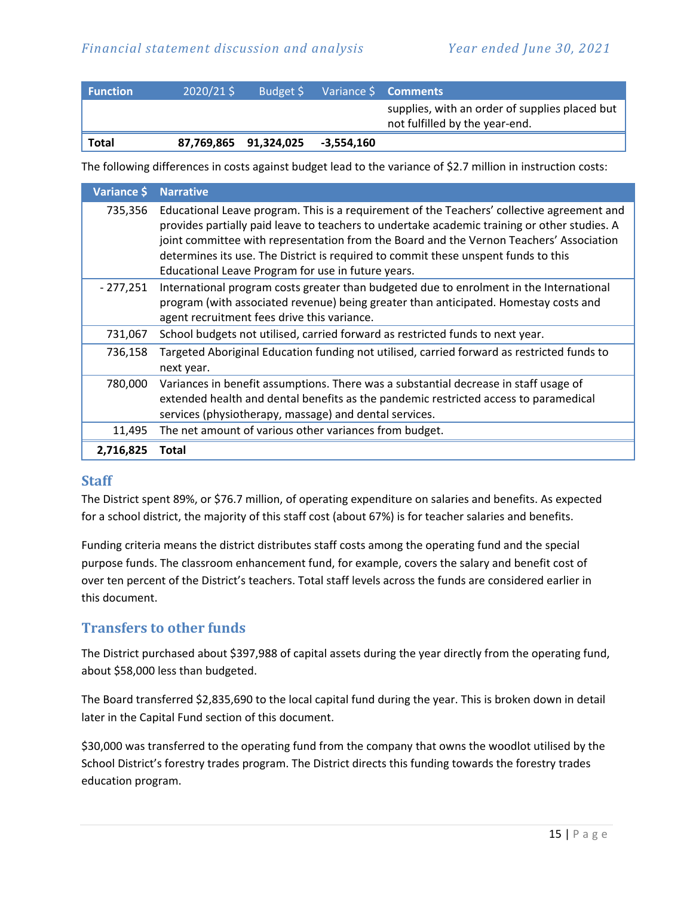| Function | 2020/21 $ | Budget $ | Variance $ | Comments |
|---|---|---|---|---|
| | | | | supplies, with an order of supplies placed but not fulfilled by the year-end. |
| **Total** | **87,769,865** | **91,324,025** | **-3,554,160** | |

The following differences in costs against budget lead to the variance of $2.7 million in instruction costs:

| Variance $ | Narrative |
|---|---|
| 735,356 | Educational Leave program. This is a requirement of the Teachers' collective agreement and provides partially paid leave to teachers to undertake academic training or other studies. A joint committee with representation from the Board and the Vernon Teachers' Association determines its use. The District is required to commit these unspent funds to this Educational Leave Program for use in future years. |
| - 277,251 | International program costs greater than budgeted due to enrolment in the International program (with associated revenue) being greater than anticipated. Homestay costs and agent recruitment fees drive this variance. |
| 731,067 | School budgets not utilised, carried forward as restricted funds to next year. |
| 736,158 | Targeted Aboriginal Education funding not utilised, carried forward as restricted funds to next year. |
| 780,000 | Variances in benefit assumptions. There was a substantial decrease in staff usage of extended health and dental benefits as the pandemic restricted access to paramedical services (physiotherapy, massage) and dental services. |
| 11,495 | The net amount of various other variances from budget. |
| **2,716,825** | **Total** |

## Staff

The District spent 89%, or $76.7 million, of operating expenditure on salaries and benefits. As expected for a school district, the majority of this staff cost (about 67%) is for teacher salaries and benefits.

Funding criteria means the district distributes staff costs among the operating fund and the special purpose funds. The classroom enhancement fund, for example, covers the salary and benefit cost of over ten percent of the District's teachers. Total staff levels across the funds are considered earlier in this document.

## Transfers to other funds

The District purchased about $397,988 of capital assets during the year directly from the operating fund, about $58,000 less than budgeted.

The Board transferred $2,835,690 to the local capital fund during the year. This is broken down in detail later in the Capital Fund section of this document.

$30,000 was transferred to the operating fund from the company that owns the woodlot utilised by the School District's forestry trades program. The District directs this funding towards the forestry trades education program.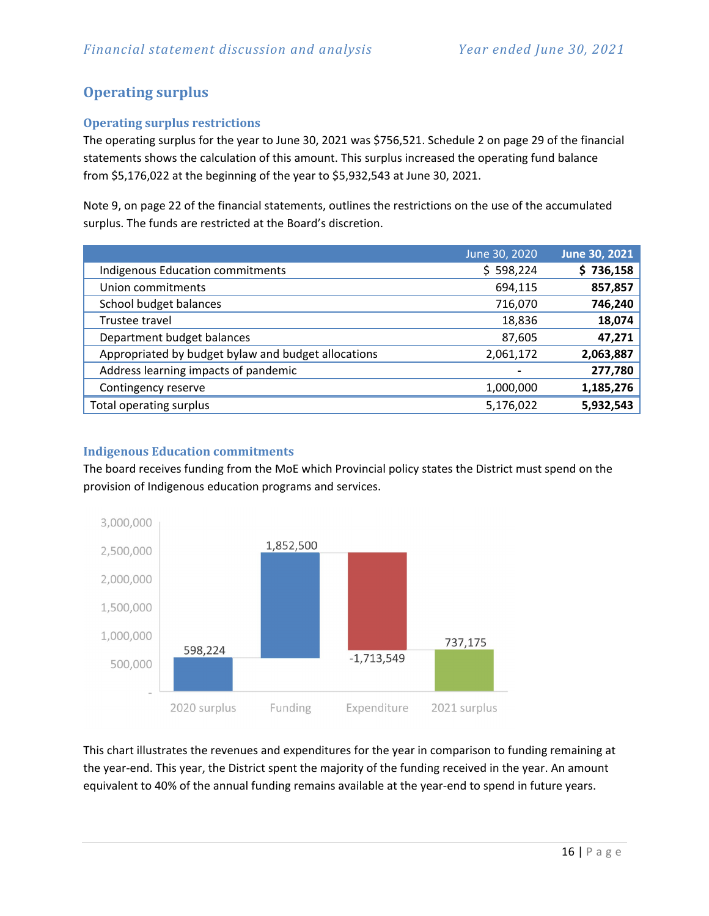## Operating surplus

### Operating surplus restrictions

The operating surplus for the year to June 30, 2021 was $756,521. Schedule 2 on page 29 of the financial statements shows the calculation of this amount. This surplus increased the operating fund balance from $5,176,022 at the beginning of the year to $5,932,543 at June 30, 2021.

Note 9, on page 22 of the financial statements, outlines the restrictions on the use of the accumulated surplus. The funds are restricted at the Board's discretion.

| | June 30, 2020 | **June 30, 2021** |
|---|---|---|
| Indigenous Education commitments | $ 598,224 | **$ 736,158** |
| Union commitments | 694,115 | **857,857** |
| School budget balances | 716,070 | **746,240** |
| Trustee travel | 18,836 | **18,074** |
| Department budget balances | 87,605 | **47,271** |
| Appropriated by budget bylaw and budget allocations | 2,061,172 | **2,063,887** |
| Address learning impacts of pandemic | - | **277,780** |
| Contingency reserve | 1,000,000 | **1,185,276** |
| Total operating surplus | 5,176,022 | **5,932,543** |

### Indigenous Education commitments

The board receives funding from the MoE which Provincial policy states the District must spend on the provision of Indigenous education programs and services.

| | Amount |
|---|---|
| 2020 surplus | 598,224 |
| Funding | 1,852,500 |
| Expenditure | -1,713,549 |
| 2021 surplus | 737,175 |

This chart illustrates the revenues and expenditures for the year in comparison to funding remaining at the year-end. This year, the District spent the majority of the funding received in the year. An amount equivalent to 40% of the annual funding remains available at the year-end to spend in future years.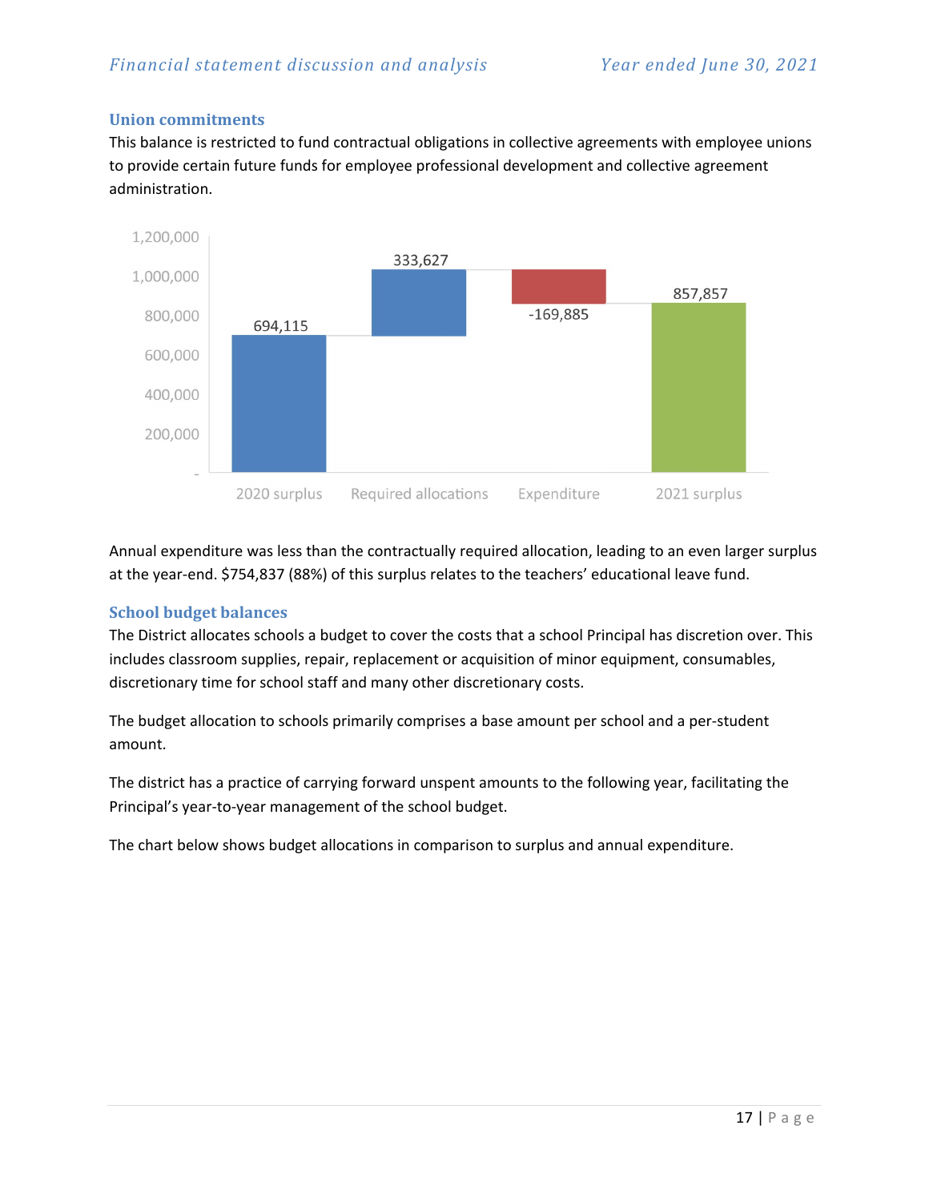### Union commitments

This balance is restricted to fund contractual obligations in collective agreements with employee unions to provide certain future funds for employee professional development and collective agreement administration.

| | 2020 surplus | Required allocations | Expenditure | 2021 surplus |
|---|---|---|---|---|
| Amount | 694,115 | 333,627 | -169,885 | 857,857 |

Annual expenditure was less than the contractually required allocation, leading to an even larger surplus at the year-end. $754,837 (88%) of this surplus relates to the teachers' educational leave fund.

### School budget balances

The District allocates schools a budget to cover the costs that a school Principal has discretion over. This includes classroom supplies, repair, replacement or acquisition of minor equipment, consumables, discretionary time for school staff and many other discretionary costs.

The budget allocation to schools primarily comprises a base amount per school and a per-student amount.

The district has a practice of carrying forward unspent amounts to the following year, facilitating the Principal's year-to-year management of the school budget.

The chart below shows budget allocations in comparison to surplus and annual expenditure.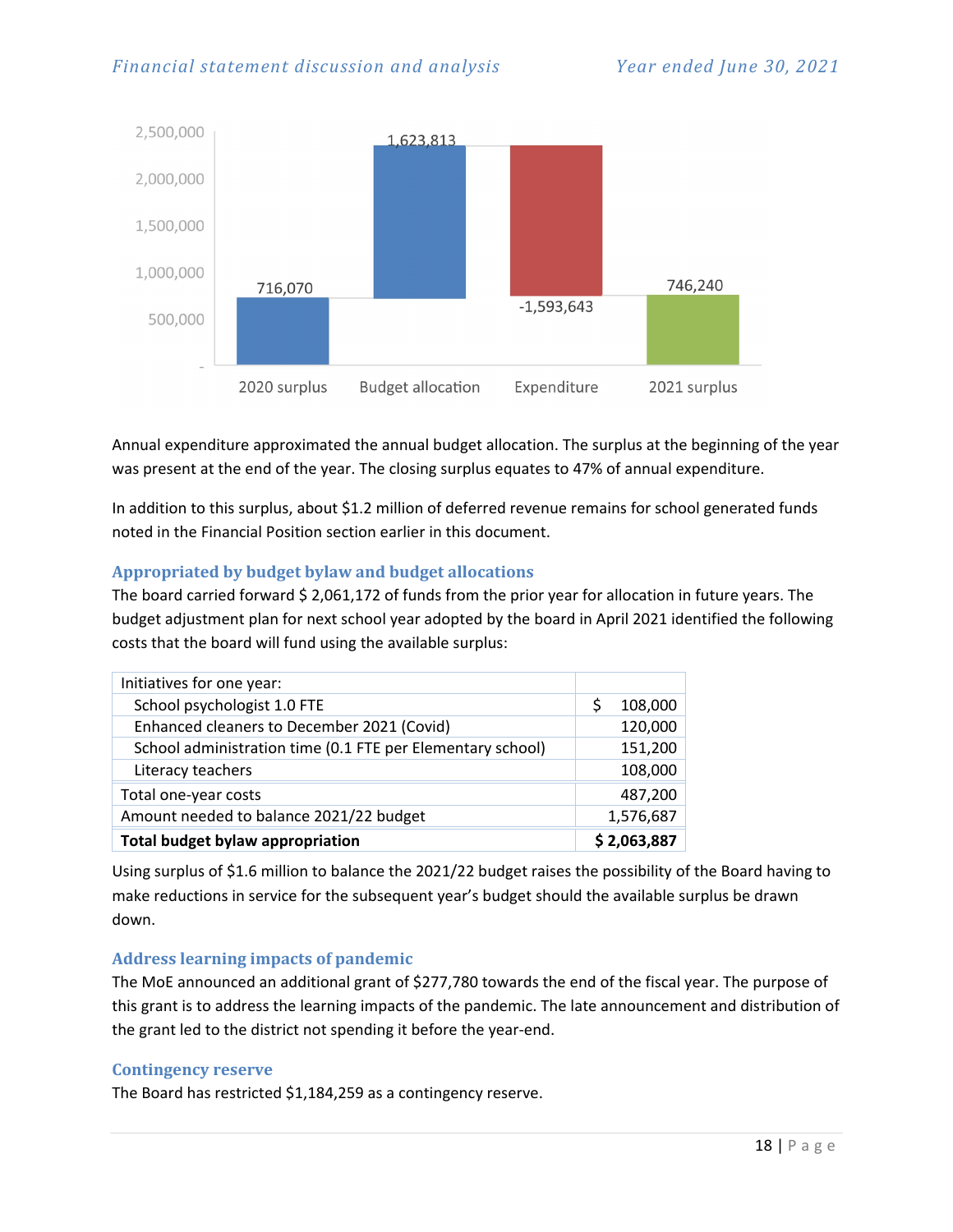Annual expenditure approximated the annual budget allocation. The surplus at the beginning of the year was present at the end of the year. The closing surplus equates to 47% of annual expenditure.

In addition to this surplus, about $1.2 million of deferred revenue remains for school generated funds noted in the Financial Position section earlier in this document.

### Appropriated by budget bylaw and budget allocations

The board carried forward $ 2,061,172 of funds from the prior year for allocation in future years. The budget adjustment plan for next school year adopted by the board in April 2021 identified the following costs that the board will fund using the available surplus:

| Initiatives for one year: | |
|---|---|
| School psychologist 1.0 FTE | $ 108,000 |
| Enhanced cleaners to December 2021 (Covid) | 120,000 |
| School administration time (0.1 FTE per Elementary school) | 151,200 |
| Literacy teachers | 108,000 |
| Total one-year costs | 487,200 |
| Amount needed to balance 2021/22 budget | 1,576,687 |
| **Total budget bylaw appropriation** | **$ 2,063,887** |

Using surplus of $1.6 million to balance the 2021/22 budget raises the possibility of the Board having to make reductions in service for the subsequent year's budget should the available surplus be drawn down.

### Address learning impacts of pandemic

The MoE announced an additional grant of $277,780 towards the end of the fiscal year. The purpose of this grant is to address the learning impacts of the pandemic. The late announcement and distribution of the grant led to the district not spending it before the year-end.

### Contingency reserve

The Board has restricted $1,184,259 as a contingency reserve.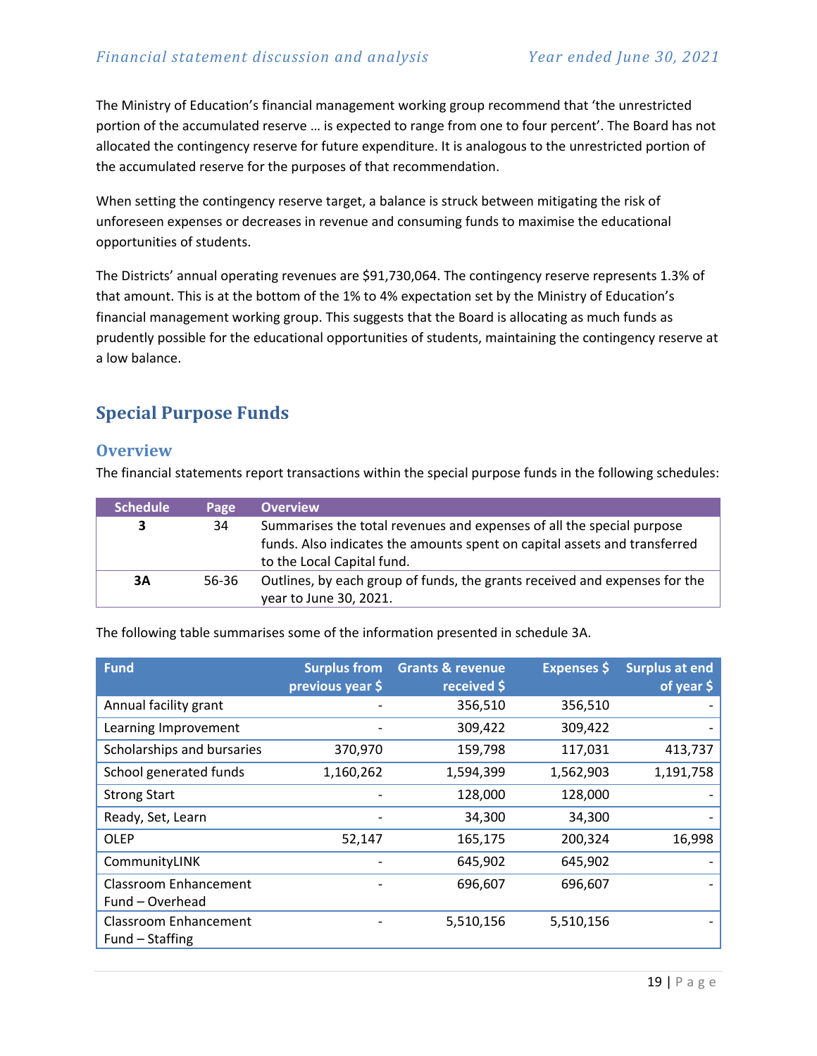The Ministry of Education's financial management working group recommend that 'the unrestricted portion of the accumulated reserve … is expected to range from one to four percent'. The Board has not allocated the contingency reserve for future expenditure. It is analogous to the unrestricted portion of the accumulated reserve for the purposes of that recommendation.

When setting the contingency reserve target, a balance is struck between mitigating the risk of unforeseen expenses or decreases in revenue and consuming funds to maximise the educational opportunities of students.

The Districts' annual operating revenues are $91,730,064. The contingency reserve represents 1.3% of that amount. This is at the bottom of the 1% to 4% expectation set by the Ministry of Education's financial management working group. This suggests that the Board is allocating as much funds as prudently possible for the educational opportunities of students, maintaining the contingency reserve at a low balance.

## Special Purpose Funds

### Overview

The financial statements report transactions within the special purpose funds in the following schedules:

| Schedule | Page | Overview |
|---|---|---|
| **3** | 34 | Summarises the total revenues and expenses of all the special purpose funds. Also indicates the amounts spent on capital assets and transferred to the Local Capital fund. |
| **3A** | 56-36 | Outlines, by each group of funds, the grants received and expenses for the year to June 30, 2021. |

The following table summarises some of the information presented in schedule 3A.

| Fund | Surplus from previous year $ | Grants & revenue received $ | Expenses $ | Surplus at end of year $ |
|---|---|---|---|---|
| Annual facility grant | - | 356,510 | 356,510 | - |
| Learning Improvement | - | 309,422 | 309,422 | - |
| Scholarships and bursaries | 370,970 | 159,798 | 117,031 | 413,737 |
| School generated funds | 1,160,262 | 1,594,399 | 1,562,903 | 1,191,758 |
| Strong Start | - | 128,000 | 128,000 | - |
| Ready, Set, Learn | - | 34,300 | 34,300 | - |
| OLEP | 52,147 | 165,175 | 200,324 | 16,998 |
| CommunityLINK | - | 645,902 | 645,902 | - |
| Classroom Enhancement Fund – Overhead | - | 696,607 | 696,607 | - |
| Classroom Enhancement Fund – Staffing | - | 5,510,156 | 5,510,156 | - |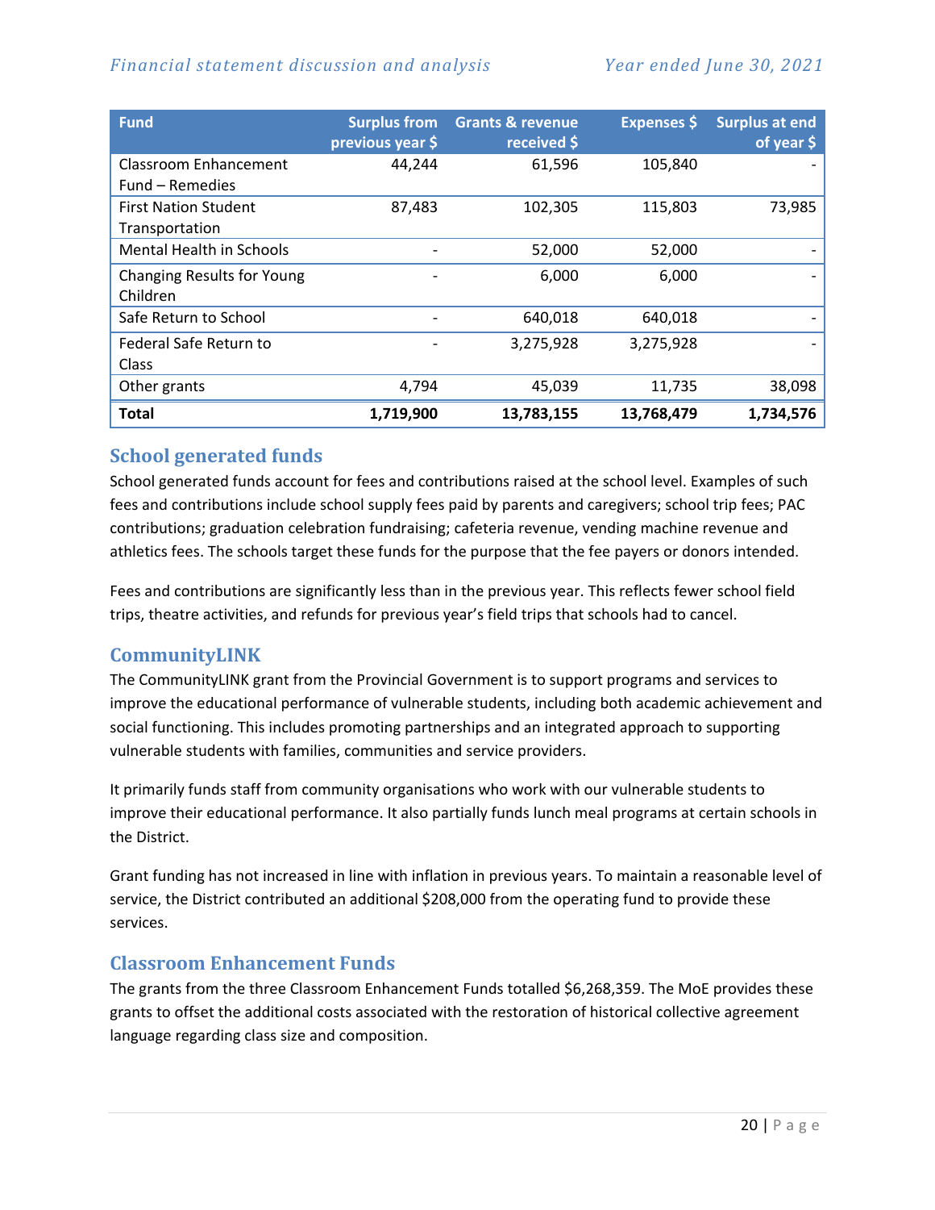| Fund | Surplus from previous year $ | Grants & revenue received $ | Expenses $ | Surplus at end of year $ |
|---|---|---|---|---|
| Classroom Enhancement Fund – Remedies | 44,244 | 61,596 | 105,840 | - |
| First Nation Student Transportation | 87,483 | 102,305 | 115,803 | 73,985 |
| Mental Health in Schools | - | 52,000 | 52,000 | - |
| Changing Results for Young Children | - | 6,000 | 6,000 | - |
| Safe Return to School | - | 640,018 | 640,018 | - |
| Federal Safe Return to Class | - | 3,275,928 | 3,275,928 | - |
| Other grants | 4,794 | 45,039 | 11,735 | 38,098 |
| **Total** | **1,719,900** | **13,783,155** | **13,768,479** | **1,734,576** |

## School generated funds

School generated funds account for fees and contributions raised at the school level. Examples of such fees and contributions include school supply fees paid by parents and caregivers; school trip fees; PAC contributions; graduation celebration fundraising; cafeteria revenue, vending machine revenue and athletics fees. The schools target these funds for the purpose that the fee payers or donors intended.

Fees and contributions are significantly less than in the previous year. This reflects fewer school field trips, theatre activities, and refunds for previous year's field trips that schools had to cancel.

## CommunityLINK

The CommunityLINK grant from the Provincial Government is to support programs and services to improve the educational performance of vulnerable students, including both academic achievement and social functioning. This includes promoting partnerships and an integrated approach to supporting vulnerable students with families, communities and service providers.

It primarily funds staff from community organisations who work with our vulnerable students to improve their educational performance. It also partially funds lunch meal programs at certain schools in the District.

Grant funding has not increased in line with inflation in previous years. To maintain a reasonable level of service, the District contributed an additional $208,000 from the operating fund to provide these services.

## Classroom Enhancement Funds

The grants from the three Classroom Enhancement Funds totalled $6,268,359. The MoE provides these grants to offset the additional costs associated with the restoration of historical collective agreement language regarding class size and composition.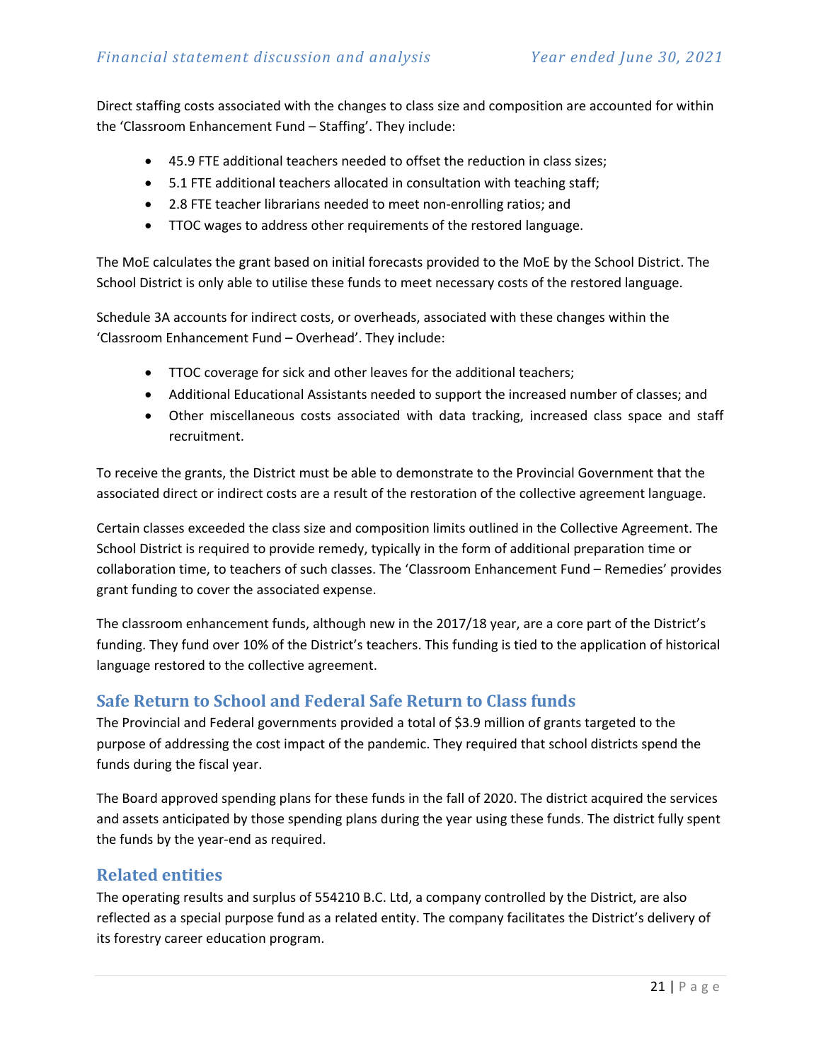Direct staffing costs associated with the changes to class size and composition are accounted for within the 'Classroom Enhancement Fund – Staffing'. They include:

- 45.9 FTE additional teachers needed to offset the reduction in class sizes;
- 5.1 FTE additional teachers allocated in consultation with teaching staff;
- 2.8 FTE teacher librarians needed to meet non-enrolling ratios; and
- TTOC wages to address other requirements of the restored language.

The MoE calculates the grant based on initial forecasts provided to the MoE by the School District. The School District is only able to utilise these funds to meet necessary costs of the restored language.

Schedule 3A accounts for indirect costs, or overheads, associated with these changes within the 'Classroom Enhancement Fund – Overhead'. They include:

- TTOC coverage for sick and other leaves for the additional teachers;
- Additional Educational Assistants needed to support the increased number of classes; and
- Other miscellaneous costs associated with data tracking, increased class space and staff recruitment.

To receive the grants, the District must be able to demonstrate to the Provincial Government that the associated direct or indirect costs are a result of the restoration of the collective agreement language.

Certain classes exceeded the class size and composition limits outlined in the Collective Agreement. The School District is required to provide remedy, typically in the form of additional preparation time or collaboration time, to teachers of such classes. The 'Classroom Enhancement Fund – Remedies' provides grant funding to cover the associated expense.

The classroom enhancement funds, although new in the 2017/18 year, are a core part of the District's funding. They fund over 10% of the District's teachers. This funding is tied to the application of historical language restored to the collective agreement.

## Safe Return to School and Federal Safe Return to Class funds

The Provincial and Federal governments provided a total of $3.9 million of grants targeted to the purpose of addressing the cost impact of the pandemic. They required that school districts spend the funds during the fiscal year.

The Board approved spending plans for these funds in the fall of 2020. The district acquired the services and assets anticipated by those spending plans during the year using these funds. The district fully spent the funds by the year-end as required.

## Related entities

The operating results and surplus of 554210 B.C. Ltd, a company controlled by the District, are also reflected as a special purpose fund as a related entity. The company facilitates the District's delivery of its forestry career education program.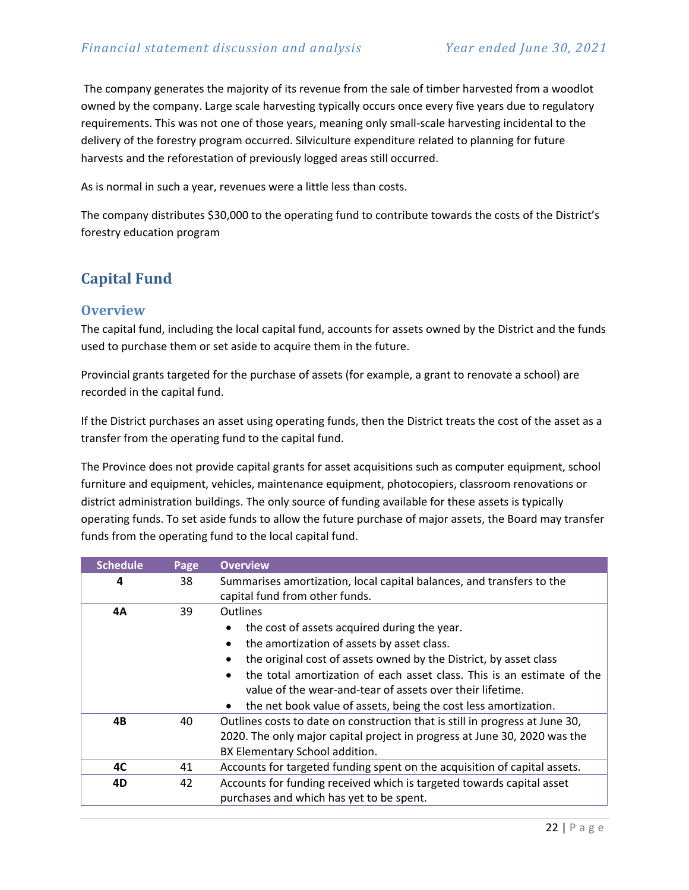The company generates the majority of its revenue from the sale of timber harvested from a woodlot owned by the company. Large scale harvesting typically occurs once every five years due to regulatory requirements. This was not one of those years, meaning only small-scale harvesting incidental to the delivery of the forestry program occurred. Silviculture expenditure related to planning for future harvests and the reforestation of previously logged areas still occurred.

As is normal in such a year, revenues were a little less than costs.

The company distributes $30,000 to the operating fund to contribute towards the costs of the District's forestry education program

## Capital Fund

### Overview

The capital fund, including the local capital fund, accounts for assets owned by the District and the funds used to purchase them or set aside to acquire them in the future.

Provincial grants targeted for the purchase of assets (for example, a grant to renovate a school) are recorded in the capital fund.

If the District purchases an asset using operating funds, then the District treats the cost of the asset as a transfer from the operating fund to the capital fund.

The Province does not provide capital grants for asset acquisitions such as computer equipment, school furniture and equipment, vehicles, maintenance equipment, photocopiers, classroom renovations or district administration buildings. The only source of funding available for these assets is typically operating funds. To set aside funds to allow the future purchase of major assets, the Board may transfer funds from the operating fund to the local capital fund.

| Schedule | Page | Overview |
|---|---|---|
| **4** | 38 | Summarises amortization, local capital balances, and transfers to the capital fund from other funds. |
| **4A** | 39 | Outlines<br>• the cost of assets acquired during the year.<br>• the amortization of assets by asset class.<br>• the original cost of assets owned by the District, by asset class<br>• the total amortization of each asset class. This is an estimate of the value of the wear-and-tear of assets over their lifetime.<br>• the net book value of assets, being the cost less amortization. |
| **4B** | 40 | Outlines costs to date on construction that is still in progress at June 30, 2020. The only major capital project in progress at June 30, 2020 was the BX Elementary School addition. |
| **4C** | 41 | Accounts for targeted funding spent on the acquisition of capital assets. |
| **4D** | 42 | Accounts for funding received which is targeted towards capital asset purchases and which has yet to be spent. |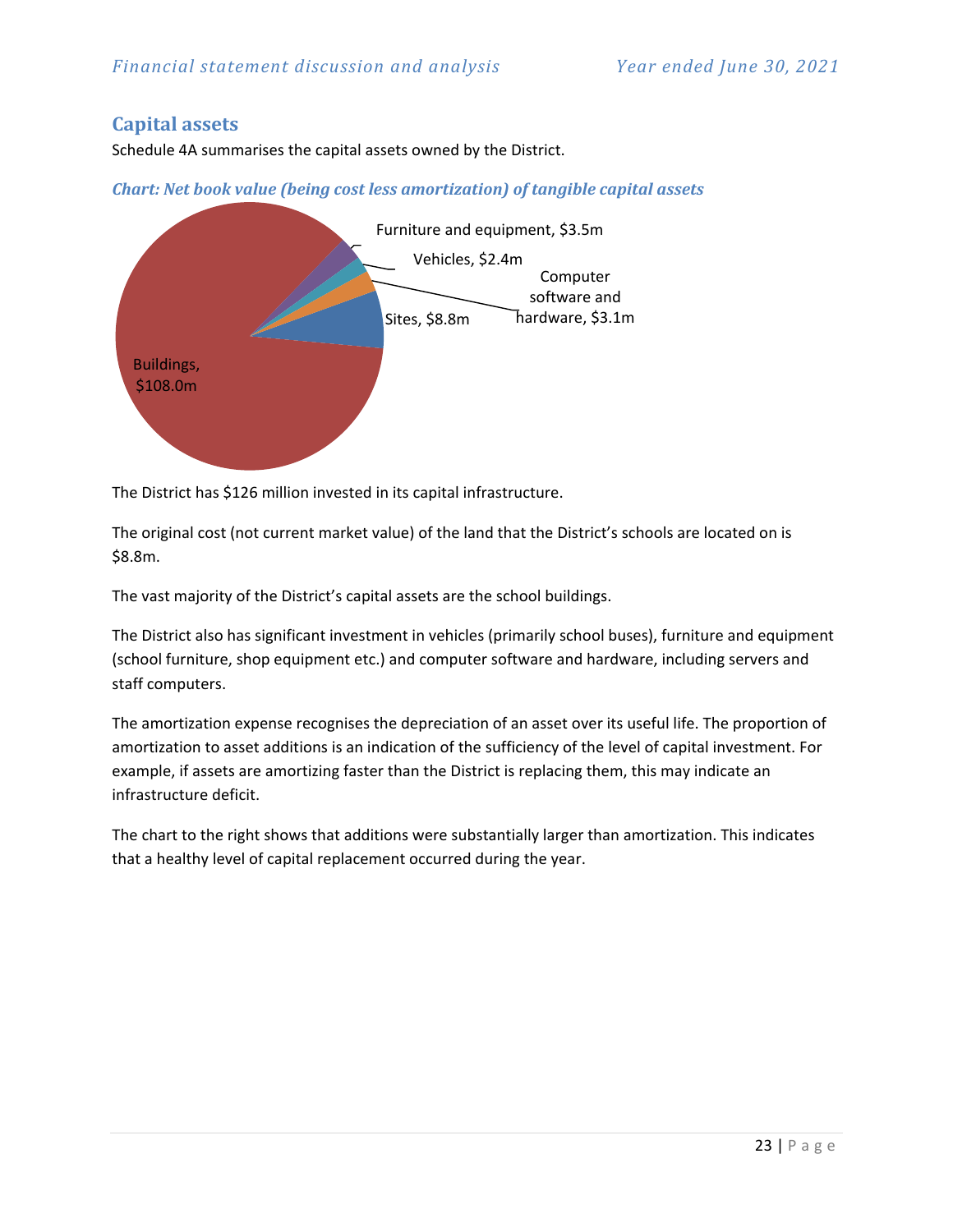## Capital assets

Schedule 4A summarises the capital assets owned by the District.

***Chart: Net book value (being cost less amortization) of tangible capital assets***

Furniture and equipment, $3.5m

Vehicles, $2.4m

Computer software and hardware, $3.1m

Sites, $8.8m

Buildings, $108.0m

The District has $126 million invested in its capital infrastructure.

The original cost (not current market value) of the land that the District's schools are located on is $8.8m.

The vast majority of the District's capital assets are the school buildings.

The District also has significant investment in vehicles (primarily school buses), furniture and equipment (school furniture, shop equipment etc.) and computer software and hardware, including servers and staff computers.

The amortization expense recognises the depreciation of an asset over its useful life. The proportion of amortization to asset additions is an indication of the sufficiency of the level of capital investment. For example, if assets are amortizing faster than the District is replacing them, this may indicate an infrastructure deficit.

The chart to the right shows that additions were substantially larger than amortization. This indicates that a healthy level of capital replacement occurred during the year.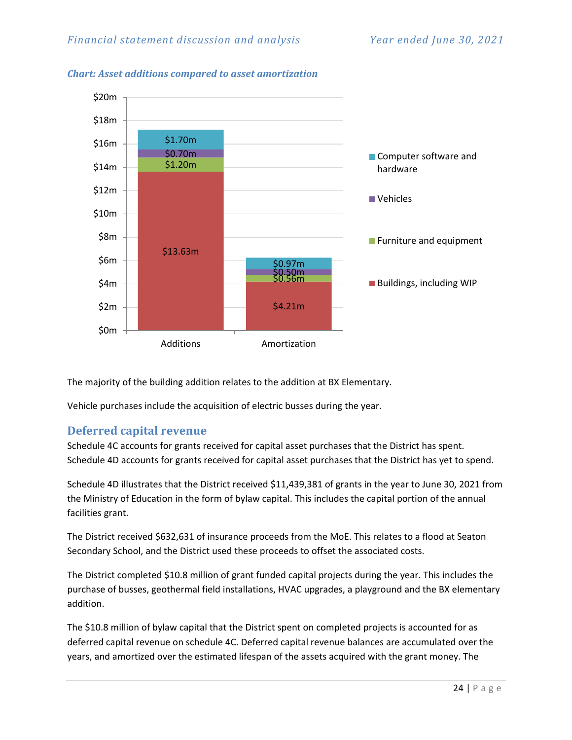*Chart: Asset additions compared to asset amortization*

| | Additions | Amortization |
|---|---|---|
| Computer software and hardware | $1.70m | $0.97m |
| Vehicles | $0.70m | $0.50m |
| Furniture and equipment | $1.20m | $0.56m |
| Buildings, including WIP | $13.63m | $4.21m |

The majority of the building addition relates to the addition at BX Elementary.

Vehicle purchases include the acquisition of electric busses during the year.

## Deferred capital revenue

Schedule 4C accounts for grants received for capital asset purchases that the District has spent. Schedule 4D accounts for grants received for capital asset purchases that the District has yet to spend.

Schedule 4D illustrates that the District received $11,439,381 of grants in the year to June 30, 2021 from the Ministry of Education in the form of bylaw capital. This includes the capital portion of the annual facilities grant.

The District received $632,631 of insurance proceeds from the MoE. This relates to a flood at Seaton Secondary School, and the District used these proceeds to offset the associated costs.

The District completed $10.8 million of grant funded capital projects during the year. This includes the purchase of busses, geothermal field installations, HVAC upgrades, a playground and the BX elementary addition.

The $10.8 million of bylaw capital that the District spent on completed projects is accounted for as deferred capital revenue on schedule 4C. Deferred capital revenue balances are accumulated over the years, and amortized over the estimated lifespan of the assets acquired with the grant money. The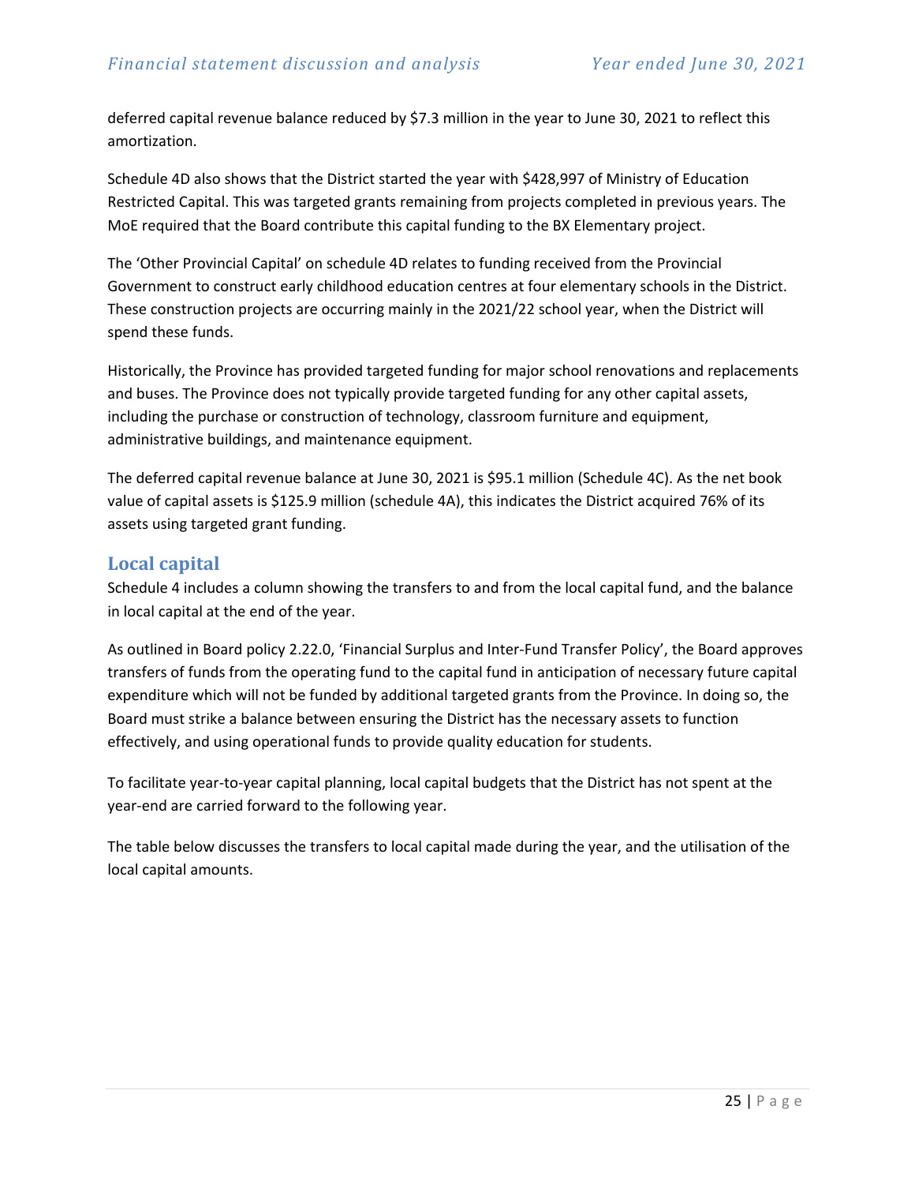deferred capital revenue balance reduced by $7.3 million in the year to June 30, 2021 to reflect this amortization.

Schedule 4D also shows that the District started the year with $428,997 of Ministry of Education Restricted Capital. This was targeted grants remaining from projects completed in previous years. The MoE required that the Board contribute this capital funding to the BX Elementary project.

The 'Other Provincial Capital' on schedule 4D relates to funding received from the Provincial Government to construct early childhood education centres at four elementary schools in the District. These construction projects are occurring mainly in the 2021/22 school year, when the District will spend these funds.

Historically, the Province has provided targeted funding for major school renovations and replacements and buses. The Province does not typically provide targeted funding for any other capital assets, including the purchase or construction of technology, classroom furniture and equipment, administrative buildings, and maintenance equipment.

The deferred capital revenue balance at June 30, 2021 is $95.1 million (Schedule 4C). As the net book value of capital assets is $125.9 million (schedule 4A), this indicates the District acquired 76% of its assets using targeted grant funding.

## Local capital

Schedule 4 includes a column showing the transfers to and from the local capital fund, and the balance in local capital at the end of the year.

As outlined in Board policy 2.22.0, 'Financial Surplus and Inter-Fund Transfer Policy', the Board approves transfers of funds from the operating fund to the capital fund in anticipation of necessary future capital expenditure which will not be funded by additional targeted grants from the Province. In doing so, the Board must strike a balance between ensuring the District has the necessary assets to function effectively, and using operational funds to provide quality education for students.

To facilitate year-to-year capital planning, local capital budgets that the District has not spent at the year-end are carried forward to the following year.

The table below discusses the transfers to local capital made during the year, and the utilisation of the local capital amounts.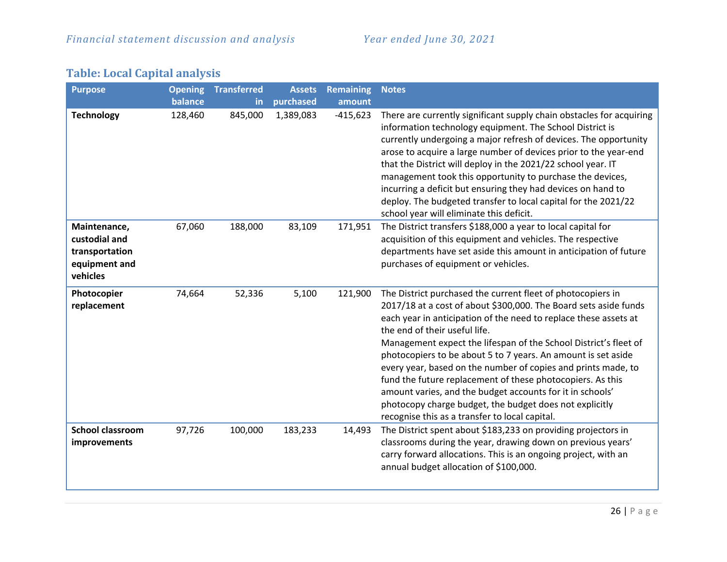### Table: Local Capital analysis

| Purpose | Opening balance | Transferred in | Assets purchased | Remaining amount | Notes |
|---|---|---|---|---|---|
| **Technology** | 128,460 | 845,000 | 1,389,083 | -415,623 | There are currently significant supply chain obstacles for acquiring information technology equipment. The School District is currently undergoing a major refresh of devices. The opportunity arose to acquire a large number of devices prior to the year-end that the District will deploy in the 2021/22 school year. IT management took this opportunity to purchase the devices, incurring a deficit but ensuring they had devices on hand to deploy. The budgeted transfer to local capital for the 2021/22 school year will eliminate this deficit. |
| **Maintenance, custodial and transportation equipment and vehicles** | 67,060 | 188,000 | 83,109 | 171,951 | The District transfers $188,000 a year to local capital for acquisition of this equipment and vehicles. The respective departments have set aside this amount in anticipation of future purchases of equipment or vehicles. |
| **Photocopier replacement** | 74,664 | 52,336 | 5,100 | 121,900 | The District purchased the current fleet of photocopiers in 2017/18 at a cost of about $300,000. The Board sets aside funds each year in anticipation of the need to replace these assets at the end of their useful life.<br>Management expect the lifespan of the School District's fleet of photocopiers to be about 5 to 7 years. An amount is set aside every year, based on the number of copies and prints made, to fund the future replacement of these photocopiers. As this amount varies, and the budget accounts for it in schools' photocopy charge budget, the budget does not explicitly recognise this as a transfer to local capital. |
| **School classroom improvements** | 97,726 | 100,000 | 183,233 | 14,493 | The District spent about $183,233 on providing projectors in classrooms during the year, drawing down on previous years' carry forward allocations. This is an ongoing project, with an annual budget allocation of $100,000. |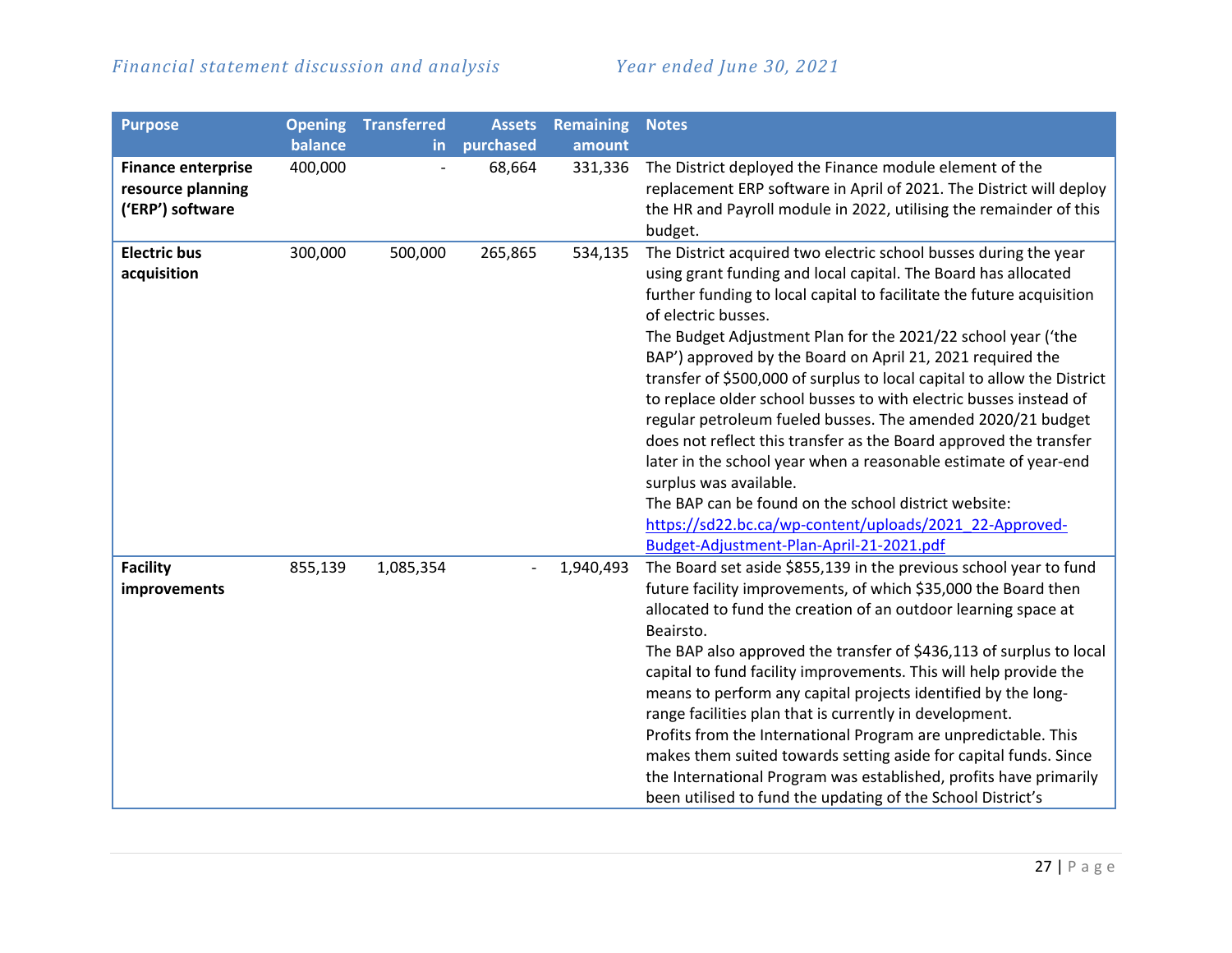| Purpose | Opening balance | Transferred in | Assets purchased | Remaining amount | Notes |
|---|---|---|---|---|---|
| **Finance enterprise resource planning ('ERP') software** | 400,000 | - | 68,664 | 331,336 | The District deployed the Finance module element of the replacement ERP software in April of 2021. The District will deploy the HR and Payroll module in 2022, utilising the remainder of this budget. |
| **Electric bus acquisition** | 300,000 | 500,000 | 265,865 | 534,135 | The District acquired two electric school busses during the year using grant funding and local capital. The Board has allocated further funding to local capital to facilitate the future acquisition of electric busses. The Budget Adjustment Plan for the 2021/22 school year ('the BAP') approved by the Board on April 21, 2021 required the transfer of $500,000 of surplus to local capital to allow the District to replace older school busses to with electric busses instead of regular petroleum fueled busses. The amended 2020/21 budget does not reflect this transfer as the Board approved the transfer later in the school year when a reasonable estimate of year-end surplus was available. The BAP can be found on the school district website: [https://sd22.bc.ca/wp-content/uploads/2021_22-Approved-Budget-Adjustment-Plan-April-21-2021.pdf](https://sd22.bc.ca/wp-content/uploads/2021_22-Approved-Budget-Adjustment-Plan-April-21-2021.pdf) |
| **Facility improvements** | 855,139 | 1,085,354 | - | 1,940,493 | The Board set aside $855,139 in the previous school year to fund future facility improvements, of which $35,000 the Board then allocated to fund the creation of an outdoor learning space at Beairsto. The BAP also approved the transfer of $436,113 of surplus to local capital to fund facility improvements. This will help provide the means to perform any capital projects identified by the long-range facilities plan that is currently in development. Profits from the International Program are unpredictable. This makes them suited towards setting aside for capital funds. Since the International Program was established, profits have primarily been utilised to fund the updating of the School District's |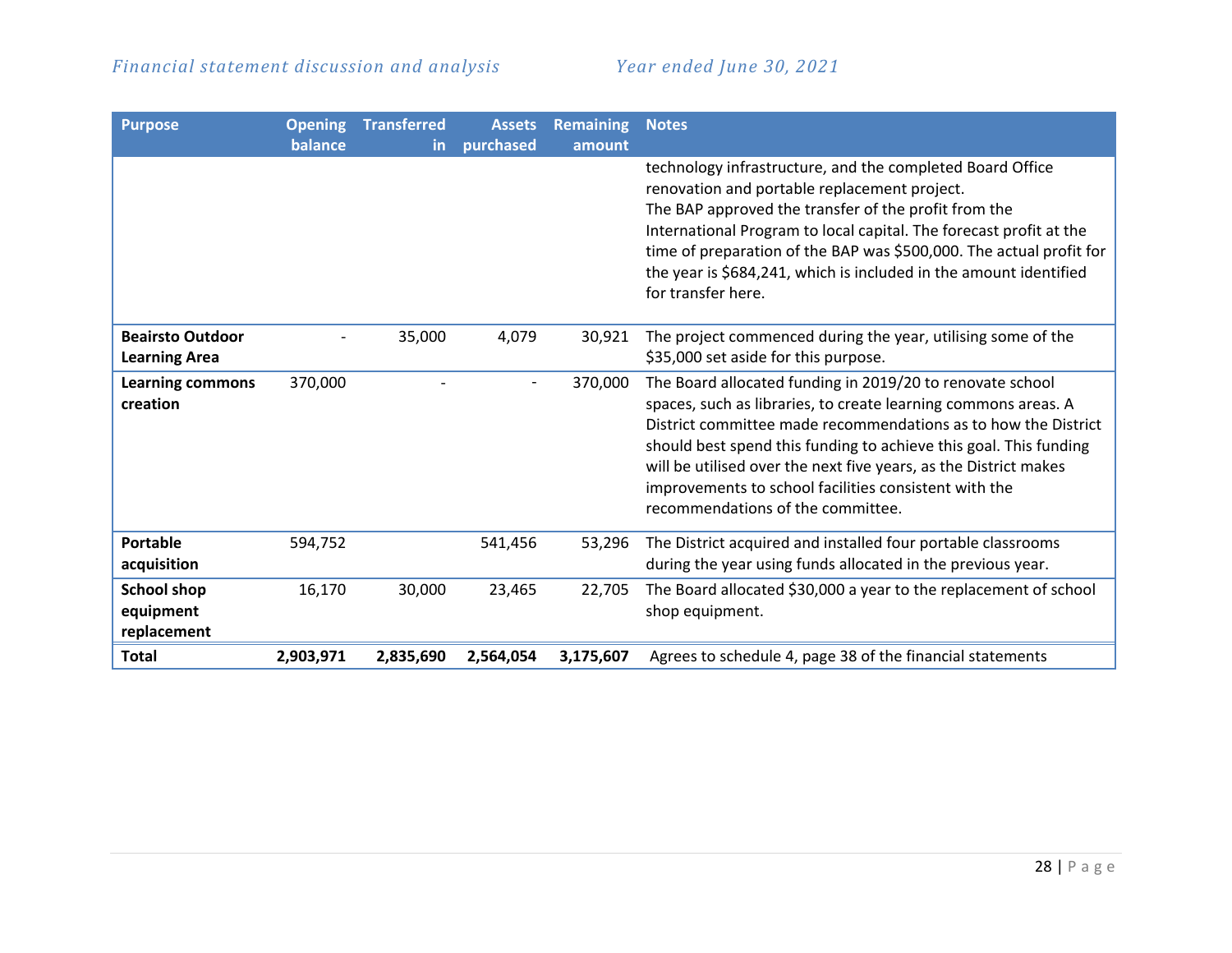| Purpose | Opening balance | Transferred in | Assets purchased | Remaining amount | Notes |
|---|---|---|---|---|---|
| | | | | | technology infrastructure, and the completed Board Office renovation and portable replacement project. The BAP approved the transfer of the profit from the International Program to local capital. The forecast profit at the time of preparation of the BAP was $500,000. The actual profit for the year is $684,241, which is included in the amount identified for transfer here. |
| **Beairsto Outdoor Learning Area** | - | 35,000 | 4,079 | 30,921 | The project commenced during the year, utilising some of the $35,000 set aside for this purpose. |
| **Learning commons creation** | 370,000 | - | - | 370,000 | The Board allocated funding in 2019/20 to renovate school spaces, such as libraries, to create learning commons areas. A District committee made recommendations as to how the District should best spend this funding to achieve this goal. This funding will be utilised over the next five years, as the District makes improvements to school facilities consistent with the recommendations of the committee. |
| **Portable acquisition** | 594,752 | | 541,456 | 53,296 | The District acquired and installed four portable classrooms during the year using funds allocated in the previous year. |
| **School shop equipment replacement** | 16,170 | 30,000 | 23,465 | 22,705 | The Board allocated $30,000 a year to the replacement of school shop equipment. |
| **Total** | **2,903,971** | **2,835,690** | **2,564,054** | **3,175,607** | Agrees to schedule 4, page 38 of the financial statements |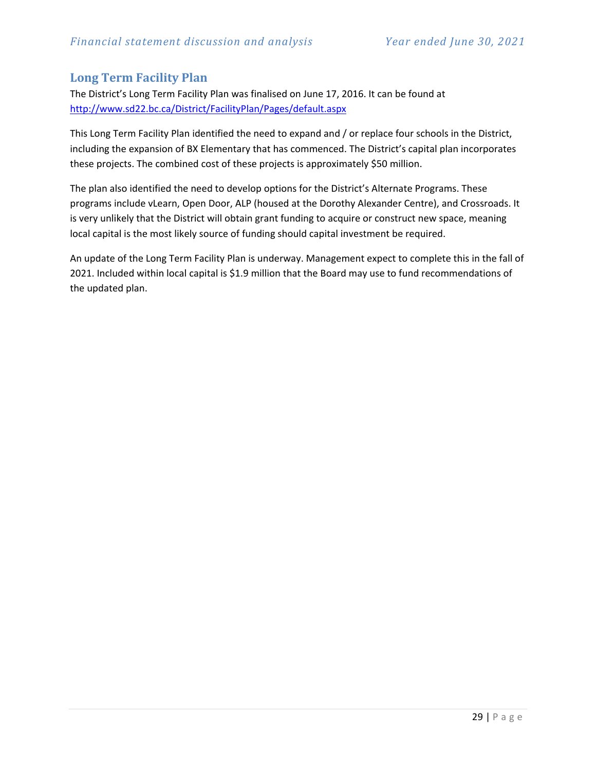## Long Term Facility Plan

The District's Long Term Facility Plan was finalised on June 17, 2016. It can be found at [http://www.sd22.bc.ca/District/FacilityPlan/Pages/default.aspx](http://www.sd22.bc.ca/District/FacilityPlan/Pages/default.aspx)

This Long Term Facility Plan identified the need to expand and / or replace four schools in the District, including the expansion of BX Elementary that has commenced. The District's capital plan incorporates these projects. The combined cost of these projects is approximately $50 million.

The plan also identified the need to develop options for the District's Alternate Programs. These programs include vLearn, Open Door, ALP (housed at the Dorothy Alexander Centre), and Crossroads. It is very unlikely that the District will obtain grant funding to acquire or construct new space, meaning local capital is the most likely source of funding should capital investment be required.

An update of the Long Term Facility Plan is underway. Management expect to complete this in the fall of 2021. Included within local capital is $1.9 million that the Board may use to fund recommendations of the updated plan.